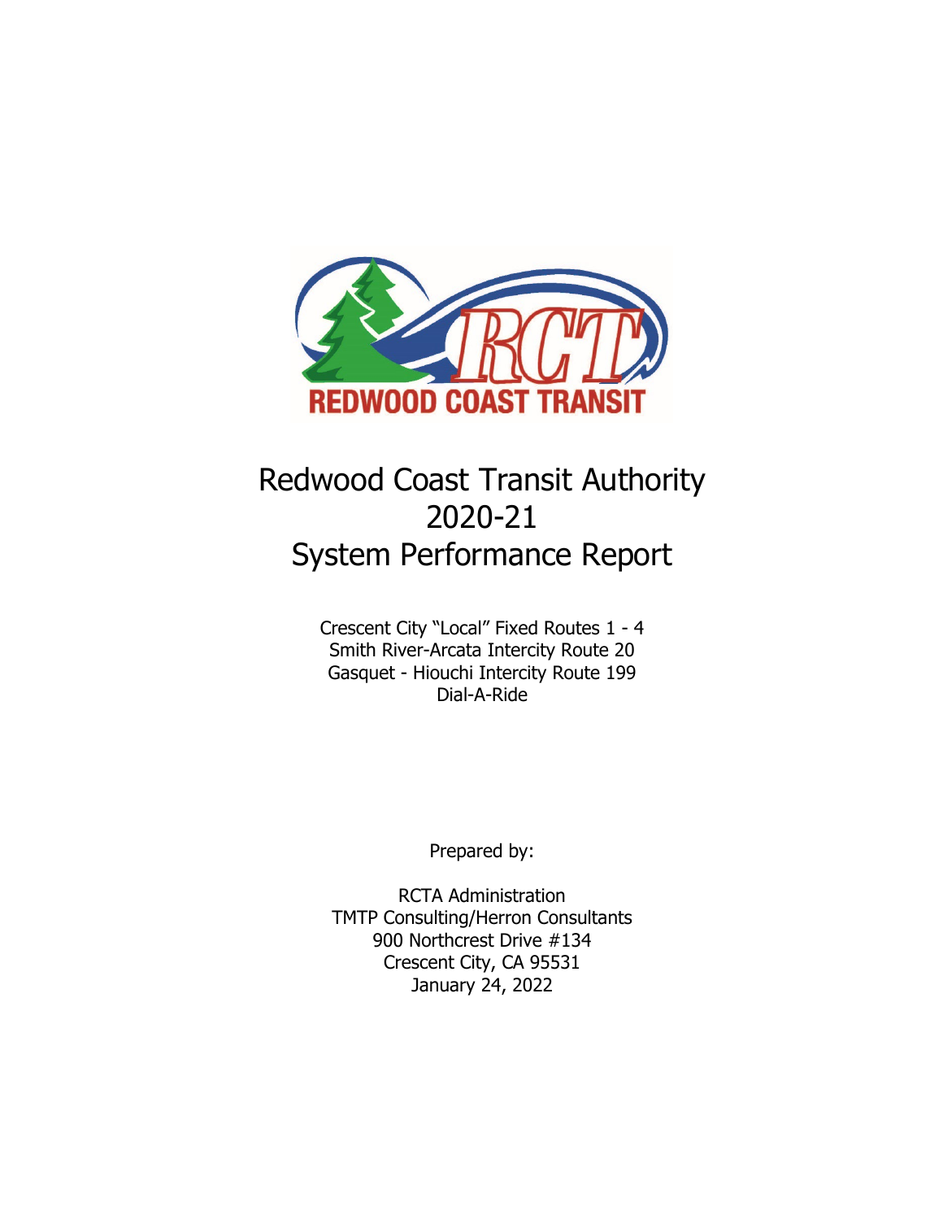# Redwood Coast Transit Authority 2020-21 System Performance Report

Crescent City "Local" Fixed Routes 1 - 4
Smith River-Arcata Intercity Route 20
Gasquet - Hiouchi Intercity Route 199
Dial-A-Ride

Prepared by:

RCTA Administration
TMTP Consulting/Herron Consultants
900 Northcrest Drive #134
Crescent City, CA 95531
January 24, 2022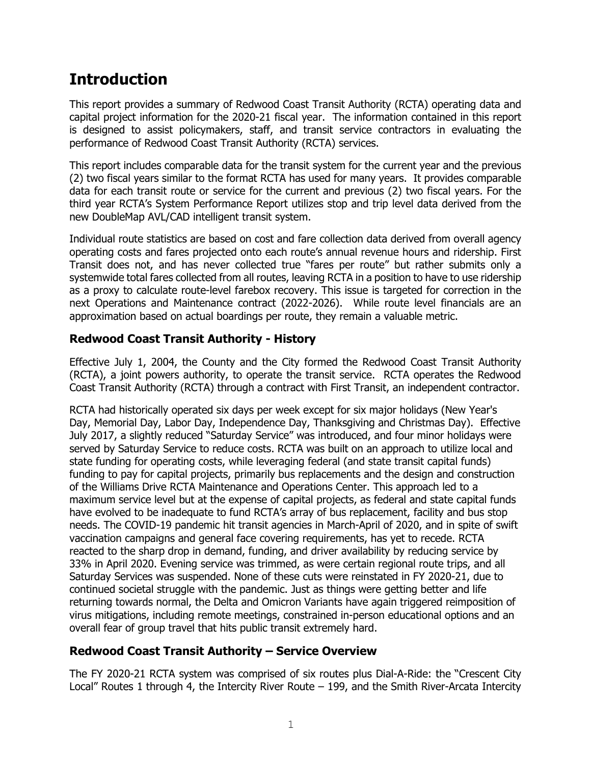# Introduction

This report provides a summary of Redwood Coast Transit Authority (RCTA) operating data and capital project information for the 2020-21 fiscal year. The information contained in this report is designed to assist policymakers, staff, and transit service contractors in evaluating the performance of Redwood Coast Transit Authority (RCTA) services.

This report includes comparable data for the transit system for the current year and the previous (2) two fiscal years similar to the format RCTA has used for many years. It provides comparable data for each transit route or service for the current and previous (2) two fiscal years. For the third year RCTA's System Performance Report utilizes stop and trip level data derived from the new DoubleMap AVL/CAD intelligent transit system.

Individual route statistics are based on cost and fare collection data derived from overall agency operating costs and fares projected onto each route's annual revenue hours and ridership. First Transit does not, and has never collected true "fares per route" but rather submits only a systemwide total fares collected from all routes, leaving RCTA in a position to have to use ridership as a proxy to calculate route-level farebox recovery. This issue is targeted for correction in the next Operations and Maintenance contract (2022-2026). While route level financials are an approximation based on actual boardings per route, they remain a valuable metric.

## Redwood Coast Transit Authority - History

Effective July 1, 2004, the County and the City formed the Redwood Coast Transit Authority (RCTA), a joint powers authority, to operate the transit service. RCTA operates the Redwood Coast Transit Authority (RCTA) through a contract with First Transit, an independent contractor.

RCTA had historically operated six days per week except for six major holidays (New Year's Day, Memorial Day, Labor Day, Independence Day, Thanksgiving and Christmas Day). Effective July 2017, a slightly reduced "Saturday Service" was introduced, and four minor holidays were served by Saturday Service to reduce costs. RCTA was built on an approach to utilize local and state funding for operating costs, while leveraging federal (and state transit capital funds) funding to pay for capital projects, primarily bus replacements and the design and construction of the Williams Drive RCTA Maintenance and Operations Center. This approach led to a maximum service level but at the expense of capital projects, as federal and state capital funds have evolved to be inadequate to fund RCTA's array of bus replacement, facility and bus stop needs. The COVID-19 pandemic hit transit agencies in March-April of 2020, and in spite of swift vaccination campaigns and general face covering requirements, has yet to recede. RCTA reacted to the sharp drop in demand, funding, and driver availability by reducing service by 33% in April 2020. Evening service was trimmed, as were certain regional route trips, and all Saturday Services was suspended. None of these cuts were reinstated in FY 2020-21, due to continued societal struggle with the pandemic. Just as things were getting better and life returning towards normal, the Delta and Omicron Variants have again triggered reimposition of virus mitigations, including remote meetings, constrained in-person educational options and an overall fear of group travel that hits public transit extremely hard.

## Redwood Coast Transit Authority – Service Overview

The FY 2020-21 RCTA system was comprised of six routes plus Dial-A-Ride: the "Crescent City Local" Routes 1 through 4, the Intercity River Route – 199, and the Smith River-Arcata Intercity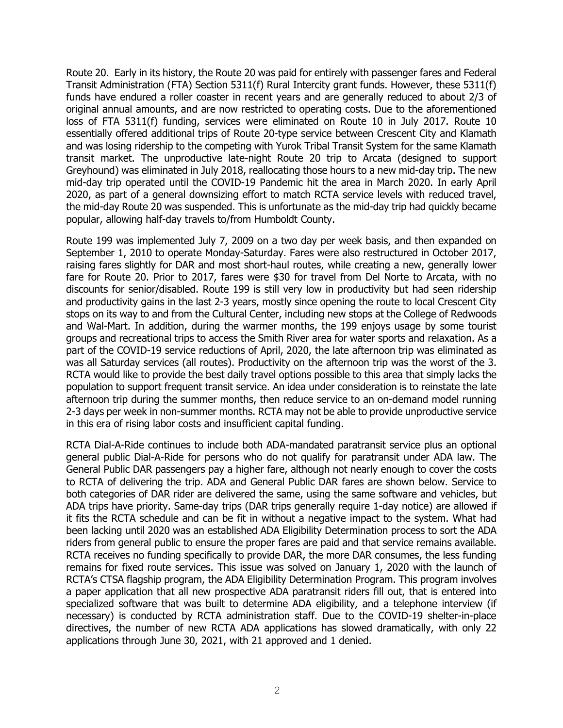Route 20. Early in its history, the Route 20 was paid for entirely with passenger fares and Federal Transit Administration (FTA) Section 5311(f) Rural Intercity grant funds. However, these 5311(f) funds have endured a roller coaster in recent years and are generally reduced to about 2/3 of original annual amounts, and are now restricted to operating costs. Due to the aforementioned loss of FTA 5311(f) funding, services were eliminated on Route 10 in July 2017. Route 10 essentially offered additional trips of Route 20-type service between Crescent City and Klamath and was losing ridership to the competing with Yurok Tribal Transit System for the same Klamath transit market. The unproductive late-night Route 20 trip to Arcata (designed to support Greyhound) was eliminated in July 2018, reallocating those hours to a new mid-day trip. The new mid-day trip operated until the COVID-19 Pandemic hit the area in March 2020. In early April 2020, as part of a general downsizing effort to match RCTA service levels with reduced travel, the mid-day Route 20 was suspended. This is unfortunate as the mid-day trip had quickly became popular, allowing half-day travels to/from Humboldt County.

Route 199 was implemented July 7, 2009 on a two day per week basis, and then expanded on September 1, 2010 to operate Monday-Saturday. Fares were also restructured in October 2017, raising fares slightly for DAR and most short-haul routes, while creating a new, generally lower fare for Route 20. Prior to 2017, fares were $30 for travel from Del Norte to Arcata, with no discounts for senior/disabled. Route 199 is still very low in productivity but had seen ridership and productivity gains in the last 2-3 years, mostly since opening the route to local Crescent City stops on its way to and from the Cultural Center, including new stops at the College of Redwoods and Wal-Mart. In addition, during the warmer months, the 199 enjoys usage by some tourist groups and recreational trips to access the Smith River area for water sports and relaxation. As a part of the COVID-19 service reductions of April, 2020, the late afternoon trip was eliminated as was all Saturday services (all routes). Productivity on the afternoon trip was the worst of the 3. RCTA would like to provide the best daily travel options possible to this area that simply lacks the population to support frequent transit service. An idea under consideration is to reinstate the late afternoon trip during the summer months, then reduce service to an on-demand model running 2-3 days per week in non-summer months. RCTA may not be able to provide unproductive service in this era of rising labor costs and insufficient capital funding.

RCTA Dial-A-Ride continues to include both ADA-mandated paratransit service plus an optional general public Dial-A-Ride for persons who do not qualify for paratransit under ADA law. The General Public DAR passengers pay a higher fare, although not nearly enough to cover the costs to RCTA of delivering the trip. ADA and General Public DAR fares are shown below. Service to both categories of DAR rider are delivered the same, using the same software and vehicles, but ADA trips have priority. Same-day trips (DAR trips generally require 1-day notice) are allowed if it fits the RCTA schedule and can be fit in without a negative impact to the system. What had been lacking until 2020 was an established ADA Eligibility Determination process to sort the ADA riders from general public to ensure the proper fares are paid and that service remains available. RCTA receives no funding specifically to provide DAR, the more DAR consumes, the less funding remains for fixed route services. This issue was solved on January 1, 2020 with the launch of RCTA's CTSA flagship program, the ADA Eligibility Determination Program. This program involves a paper application that all new prospective ADA paratransit riders fill out, that is entered into specialized software that was built to determine ADA eligibility, and a telephone interview (if necessary) is conducted by RCTA administration staff. Due to the COVID-19 shelter-in-place directives, the number of new RCTA ADA applications has slowed dramatically, with only 22 applications through June 30, 2021, with 21 approved and 1 denied.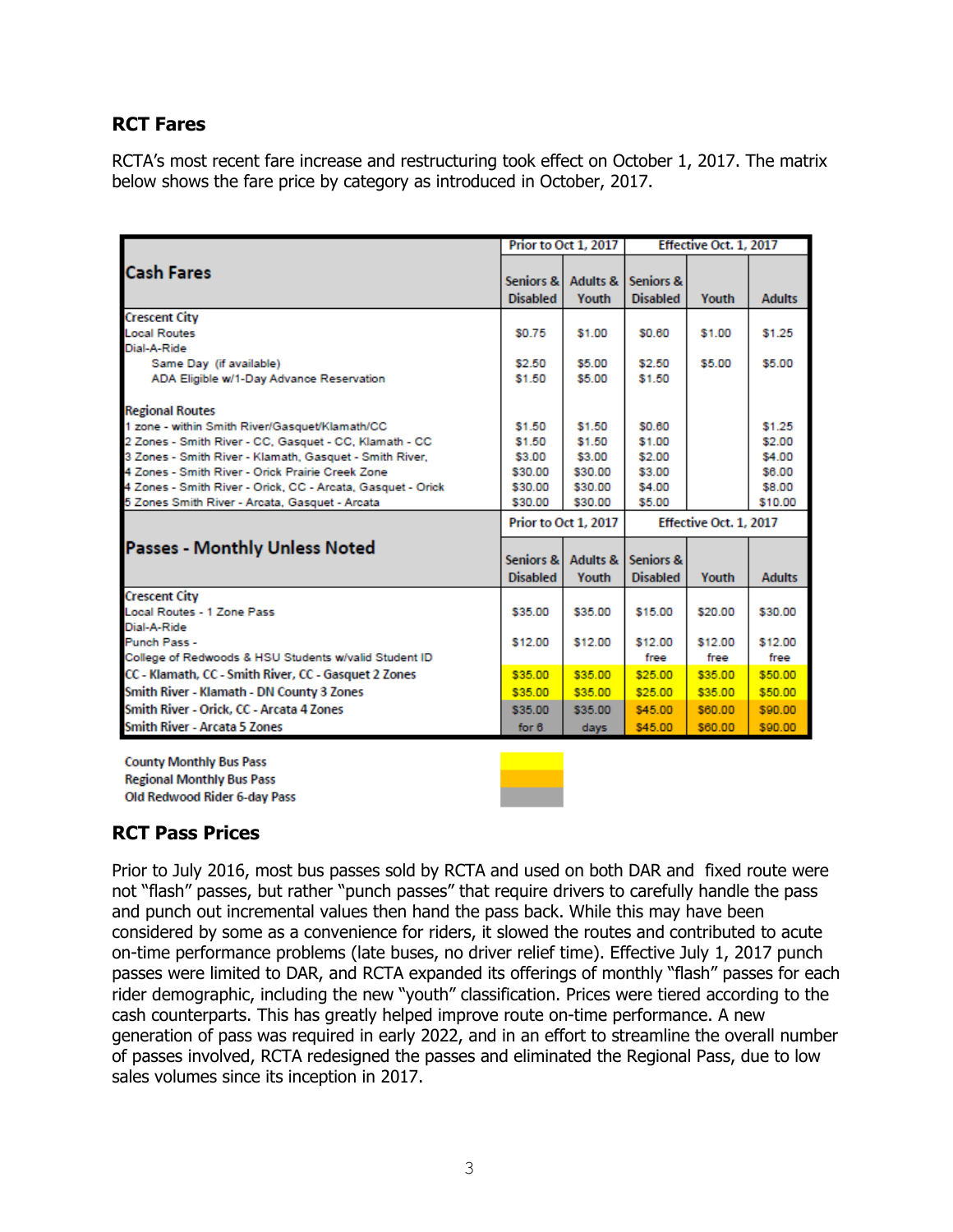## RCT Fares

RCTA's most recent fare increase and restructuring took effect on October 1, 2017. The matrix below shows the fare price by category as introduced in October, 2017.

| Cash Fares | Prior to Oct 1, 2017 | | Effective Oct. 1, 2017 | | |
|---|---|---|---|---|---|
| | Seniors & Disabled | Adults & Youth | Seniors & Disabled | Youth | Adults |
| **Crescent City** | | | | | |
| Local Routes | $0.75 | $1.00 | $0.60 | $1.00 | $1.25 |
| Dial-A-Ride | | | | | |
| Same Day (if available) | $2.50 | $5.00 | $2.50 | $5.00 | $5.00 |
| ADA Eligible w/1-Day Advance Reservation | $1.50 | $5.00 | $1.50 | | |
| **Regional Routes** | | | | | |
| 1 zone - within Smith River/Gasquet/Klamath/CC | $1.50 | $1.50 | $0.60 | | $1.25 |
| 2 Zones - Smith River - CC, Gasquet - CC, Klamath - CC | $1.50 | $1.50 | $1.00 | | $2.00 |
| 3 Zones - Smith River - Klamath, Gasquet - Smith River, | $3.00 | $3.00 | $2.00 | | $4.00 |
| 4 Zones - Smith River - Orick Prairie Creek Zone | $30.00 | $30.00 | $3.00 | | $6.00 |
| 4 Zones - Smith River - Orick, CC - Arcata, Gasquet - Orick | $30.00 | $30.00 | $4.00 | | $8.00 |
| 5 Zones Smith River - Arcata, Gasquet - Arcata | $30.00 | $30.00 | $5.00 | | $10.00 |
| **Passes - Monthly Unless Noted** | **Prior to Oct 1, 2017** | | **Effective Oct. 1, 2017** | | |
| | Seniors & Disabled | Adults & Youth | Seniors & Disabled | Youth | Adults |
| **Crescent City** | | | | | |
| Local Routes - 1 Zone Pass | $35.00 | $35.00 | $15.00 | $20.00 | $30.00 |
| Dial-A-Ride | | | | | |
| Punch Pass - | $12.00 | $12.00 | $12.00 | $12.00 | $12.00 |
| College of Redwoods & HSU Students w/valid Student ID | | | free | free | free |
| CC - Klamath, CC - Smith River, CC - Gasquet 2 Zones | $35.00 | $35.00 | $25.00 | $35.00 | $50.00 |
| Smith River - Klamath - DN County 3 Zones | $35.00 | $35.00 | $25.00 | $35.00 | $50.00 |
| Smith River - Orick, CC - Arcata 4 Zones | $35.00 | $35.00 | $45.00 | $60.00 | $90.00 |
| Smith River - Arcata 5 Zones | for 6 | days | $45.00 | $60.00 | $90.00 |

County Monthly Bus Pass
Regional Monthly Bus Pass
Old Redwood Rider 6-day Pass

## RCT Pass Prices

Prior to July 2016, most bus passes sold by RCTA and used on both DAR and fixed route were not "flash" passes, but rather "punch passes" that require drivers to carefully handle the pass and punch out incremental values then hand the pass back. While this may have been considered by some as a convenience for riders, it slowed the routes and contributed to acute on-time performance problems (late buses, no driver relief time). Effective July 1, 2017 punch passes were limited to DAR, and RCTA expanded its offerings of monthly "flash" passes for each rider demographic, including the new "youth" classification. Prices were tiered according to the cash counterparts. This has greatly helped improve route on-time performance. A new generation of pass was required in early 2022, and in an effort to streamline the overall number of passes involved, RCTA redesigned the passes and eliminated the Regional Pass, due to low sales volumes since its inception in 2017.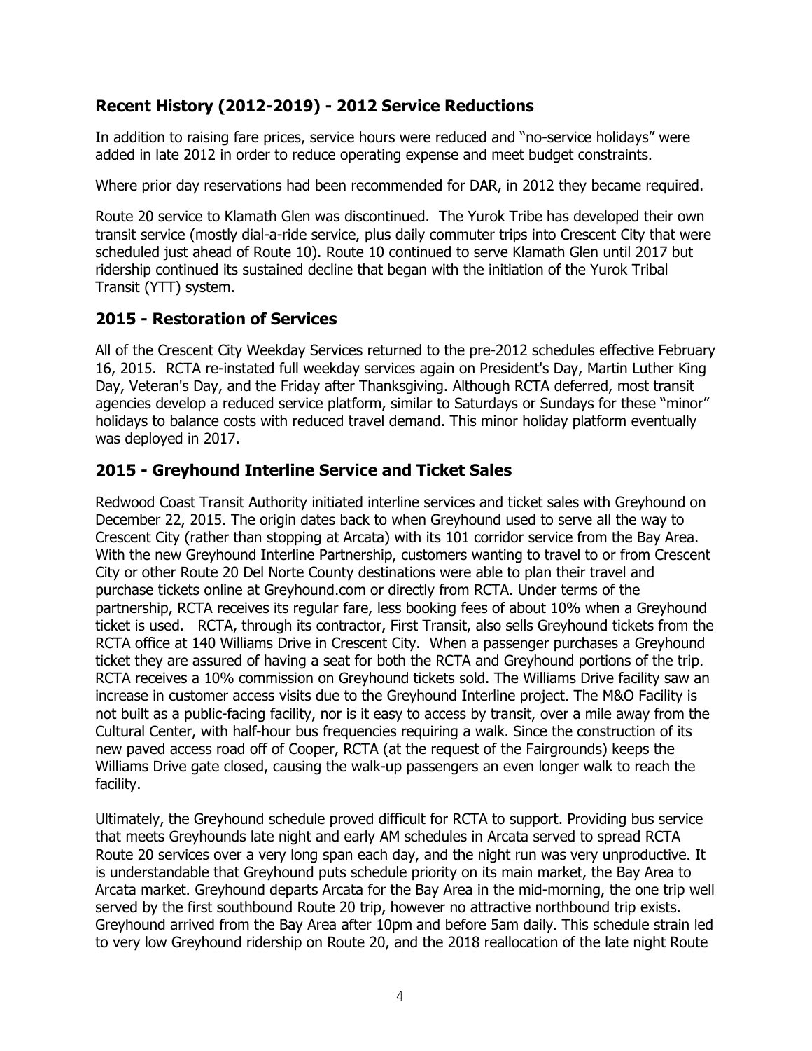## Recent History (2012-2019) - 2012 Service Reductions

In addition to raising fare prices, service hours were reduced and "no-service holidays" were added in late 2012 in order to reduce operating expense and meet budget constraints.

Where prior day reservations had been recommended for DAR, in 2012 they became required.

Route 20 service to Klamath Glen was discontinued. The Yurok Tribe has developed their own transit service (mostly dial-a-ride service, plus daily commuter trips into Crescent City that were scheduled just ahead of Route 10). Route 10 continued to serve Klamath Glen until 2017 but ridership continued its sustained decline that began with the initiation of the Yurok Tribal Transit (YTT) system.

## 2015 - Restoration of Services

All of the Crescent City Weekday Services returned to the pre-2012 schedules effective February 16, 2015. RCTA re-instated full weekday services again on President's Day, Martin Luther King Day, Veteran's Day, and the Friday after Thanksgiving. Although RCTA deferred, most transit agencies develop a reduced service platform, similar to Saturdays or Sundays for these "minor" holidays to balance costs with reduced travel demand. This minor holiday platform eventually was deployed in 2017.

## 2015 - Greyhound Interline Service and Ticket Sales

Redwood Coast Transit Authority initiated interline services and ticket sales with Greyhound on December 22, 2015. The origin dates back to when Greyhound used to serve all the way to Crescent City (rather than stopping at Arcata) with its 101 corridor service from the Bay Area. With the new Greyhound Interline Partnership, customers wanting to travel to or from Crescent City or other Route 20 Del Norte County destinations were able to plan their travel and purchase tickets online at Greyhound.com or directly from RCTA. Under terms of the partnership, RCTA receives its regular fare, less booking fees of about 10% when a Greyhound ticket is used. RCTA, through its contractor, First Transit, also sells Greyhound tickets from the RCTA office at 140 Williams Drive in Crescent City. When a passenger purchases a Greyhound ticket they are assured of having a seat for both the RCTA and Greyhound portions of the trip. RCTA receives a 10% commission on Greyhound tickets sold. The Williams Drive facility saw an increase in customer access visits due to the Greyhound Interline project. The M&O Facility is not built as a public-facing facility, nor is it easy to access by transit, over a mile away from the Cultural Center, with half-hour bus frequencies requiring a walk. Since the construction of its new paved access road off of Cooper, RCTA (at the request of the Fairgrounds) keeps the Williams Drive gate closed, causing the walk-up passengers an even longer walk to reach the facility.

Ultimately, the Greyhound schedule proved difficult for RCTA to support. Providing bus service that meets Greyhounds late night and early AM schedules in Arcata served to spread RCTA Route 20 services over a very long span each day, and the night run was very unproductive. It is understandable that Greyhound puts schedule priority on its main market, the Bay Area to Arcata market. Greyhound departs Arcata for the Bay Area in the mid-morning, the one trip well served by the first southbound Route 20 trip, however no attractive northbound trip exists. Greyhound arrived from the Bay Area after 10pm and before 5am daily. This schedule strain led to very low Greyhound ridership on Route 20, and the 2018 reallocation of the late night Route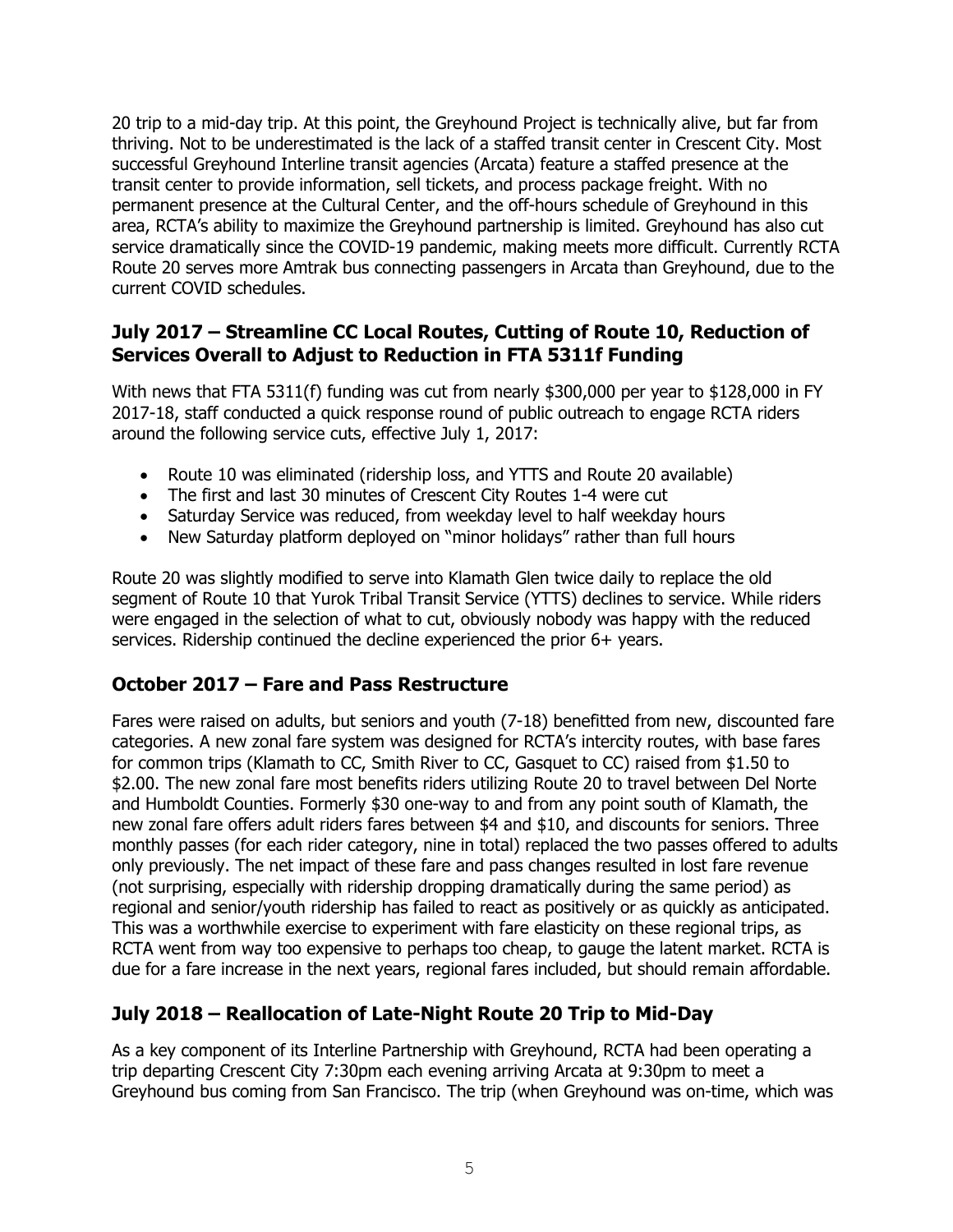20 trip to a mid-day trip. At this point, the Greyhound Project is technically alive, but far from thriving. Not to be underestimated is the lack of a staffed transit center in Crescent City. Most successful Greyhound Interline transit agencies (Arcata) feature a staffed presence at the transit center to provide information, sell tickets, and process package freight. With no permanent presence at the Cultural Center, and the off-hours schedule of Greyhound in this area, RCTA's ability to maximize the Greyhound partnership is limited. Greyhound has also cut service dramatically since the COVID-19 pandemic, making meets more difficult. Currently RCTA Route 20 serves more Amtrak bus connecting passengers in Arcata than Greyhound, due to the current COVID schedules.

## July 2017 – Streamline CC Local Routes, Cutting of Route 10, Reduction of Services Overall to Adjust to Reduction in FTA 5311f Funding

With news that FTA 5311(f) funding was cut from nearly $300,000 per year to $128,000 in FY 2017-18, staff conducted a quick response round of public outreach to engage RCTA riders around the following service cuts, effective July 1, 2017:

- Route 10 was eliminated (ridership loss, and YTTS and Route 20 available)
- The first and last 30 minutes of Crescent City Routes 1-4 were cut
- Saturday Service was reduced, from weekday level to half weekday hours
- New Saturday platform deployed on "minor holidays" rather than full hours

Route 20 was slightly modified to serve into Klamath Glen twice daily to replace the old segment of Route 10 that Yurok Tribal Transit Service (YTTS) declines to service. While riders were engaged in the selection of what to cut, obviously nobody was happy with the reduced services. Ridership continued the decline experienced the prior 6+ years.

## October 2017 – Fare and Pass Restructure

Fares were raised on adults, but seniors and youth (7-18) benefitted from new, discounted fare categories. A new zonal fare system was designed for RCTA's intercity routes, with base fares for common trips (Klamath to CC, Smith River to CC, Gasquet to CC) raised from $1.50 to $2.00. The new zonal fare most benefits riders utilizing Route 20 to travel between Del Norte and Humboldt Counties. Formerly $30 one-way to and from any point south of Klamath, the new zonal fare offers adult riders fares between $4 and $10, and discounts for seniors. Three monthly passes (for each rider category, nine in total) replaced the two passes offered to adults only previously. The net impact of these fare and pass changes resulted in lost fare revenue (not surprising, especially with ridership dropping dramatically during the same period) as regional and senior/youth ridership has failed to react as positively or as quickly as anticipated. This was a worthwhile exercise to experiment with fare elasticity on these regional trips, as RCTA went from way too expensive to perhaps too cheap, to gauge the latent market. RCTA is due for a fare increase in the next years, regional fares included, but should remain affordable.

## July 2018 – Reallocation of Late-Night Route 20 Trip to Mid-Day

As a key component of its Interline Partnership with Greyhound, RCTA had been operating a trip departing Crescent City 7:30pm each evening arriving Arcata at 9:30pm to meet a Greyhound bus coming from San Francisco. The trip (when Greyhound was on-time, which was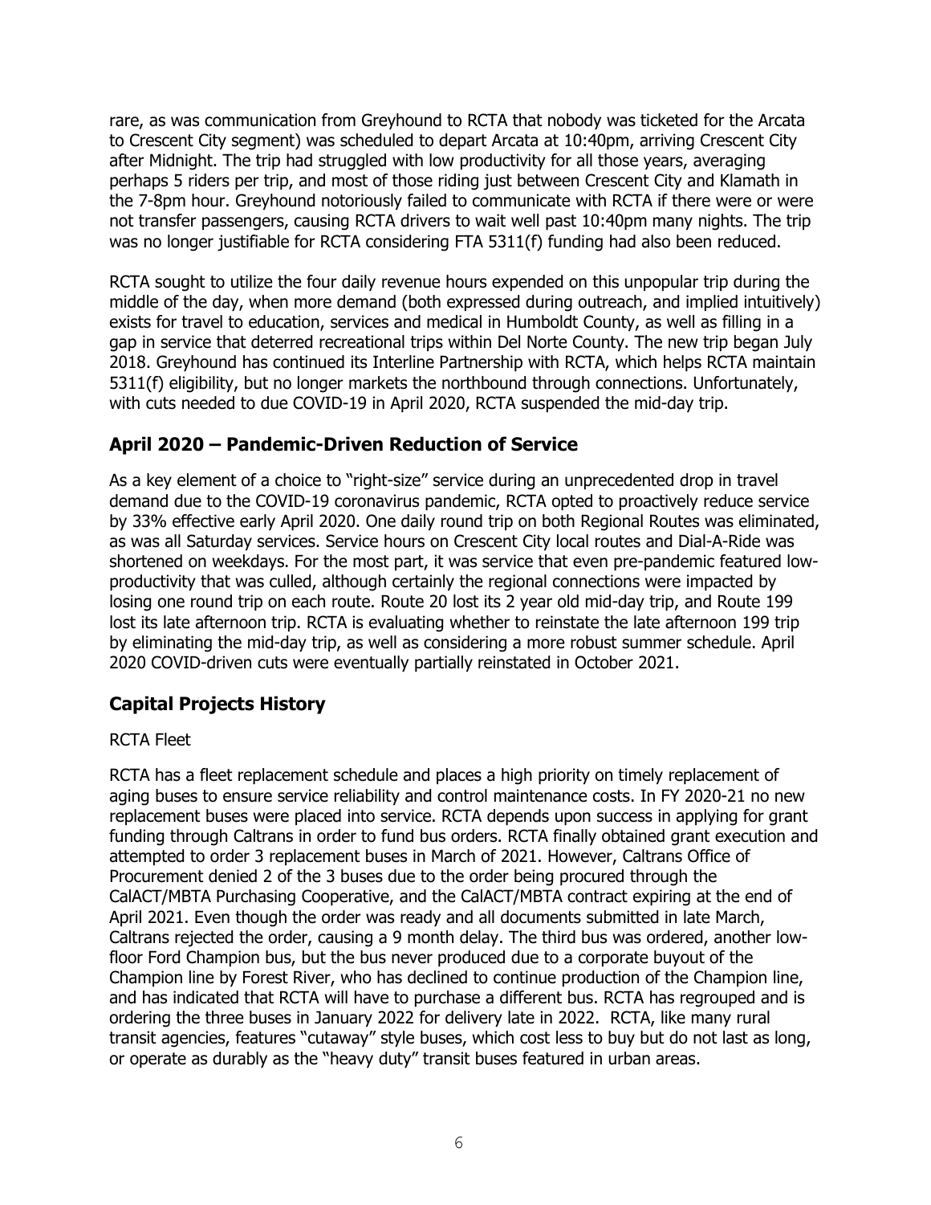rare, as was communication from Greyhound to RCTA that nobody was ticketed for the Arcata to Crescent City segment) was scheduled to depart Arcata at 10:40pm, arriving Crescent City after Midnight. The trip had struggled with low productivity for all those years, averaging perhaps 5 riders per trip, and most of those riding just between Crescent City and Klamath in the 7-8pm hour. Greyhound notoriously failed to communicate with RCTA if there were or were not transfer passengers, causing RCTA drivers to wait well past 10:40pm many nights. The trip was no longer justifiable for RCTA considering FTA 5311(f) funding had also been reduced.

RCTA sought to utilize the four daily revenue hours expended on this unpopular trip during the middle of the day, when more demand (both expressed during outreach, and implied intuitively) exists for travel to education, services and medical in Humboldt County, as well as filling in a gap in service that deterred recreational trips within Del Norte County. The new trip began July 2018. Greyhound has continued its Interline Partnership with RCTA, which helps RCTA maintain 5311(f) eligibility, but no longer markets the northbound through connections. Unfortunately, with cuts needed to due COVID-19 in April 2020, RCTA suspended the mid-day trip.

## April 2020 – Pandemic-Driven Reduction of Service

As a key element of a choice to "right-size" service during an unprecedented drop in travel demand due to the COVID-19 coronavirus pandemic, RCTA opted to proactively reduce service by 33% effective early April 2020. One daily round trip on both Regional Routes was eliminated, as was all Saturday services. Service hours on Crescent City local routes and Dial-A-Ride was shortened on weekdays. For the most part, it was service that even pre-pandemic featured low-productivity that was culled, although certainly the regional connections were impacted by losing one round trip on each route. Route 20 lost its 2 year old mid-day trip, and Route 199 lost its late afternoon trip. RCTA is evaluating whether to reinstate the late afternoon 199 trip by eliminating the mid-day trip, as well as considering a more robust summer schedule. April 2020 COVID-driven cuts were eventually partially reinstated in October 2021.

## Capital Projects History

RCTA Fleet

RCTA has a fleet replacement schedule and places a high priority on timely replacement of aging buses to ensure service reliability and control maintenance costs. In FY 2020-21 no new replacement buses were placed into service. RCTA depends upon success in applying for grant funding through Caltrans in order to fund bus orders. RCTA finally obtained grant execution and attempted to order 3 replacement buses in March of 2021. However, Caltrans Office of Procurement denied 2 of the 3 buses due to the order being procured through the CalACT/MBTA Purchasing Cooperative, and the CalACT/MBTA contract expiring at the end of April 2021. Even though the order was ready and all documents submitted in late March, Caltrans rejected the order, causing a 9 month delay. The third bus was ordered, another low-floor Ford Champion bus, but the bus never produced due to a corporate buyout of the Champion line by Forest River, who has declined to continue production of the Champion line, and has indicated that RCTA will have to purchase a different bus. RCTA has regrouped and is ordering the three buses in January 2022 for delivery late in 2022. RCTA, like many rural transit agencies, features "cutaway" style buses, which cost less to buy but do not last as long, or operate as durably as the "heavy duty" transit buses featured in urban areas.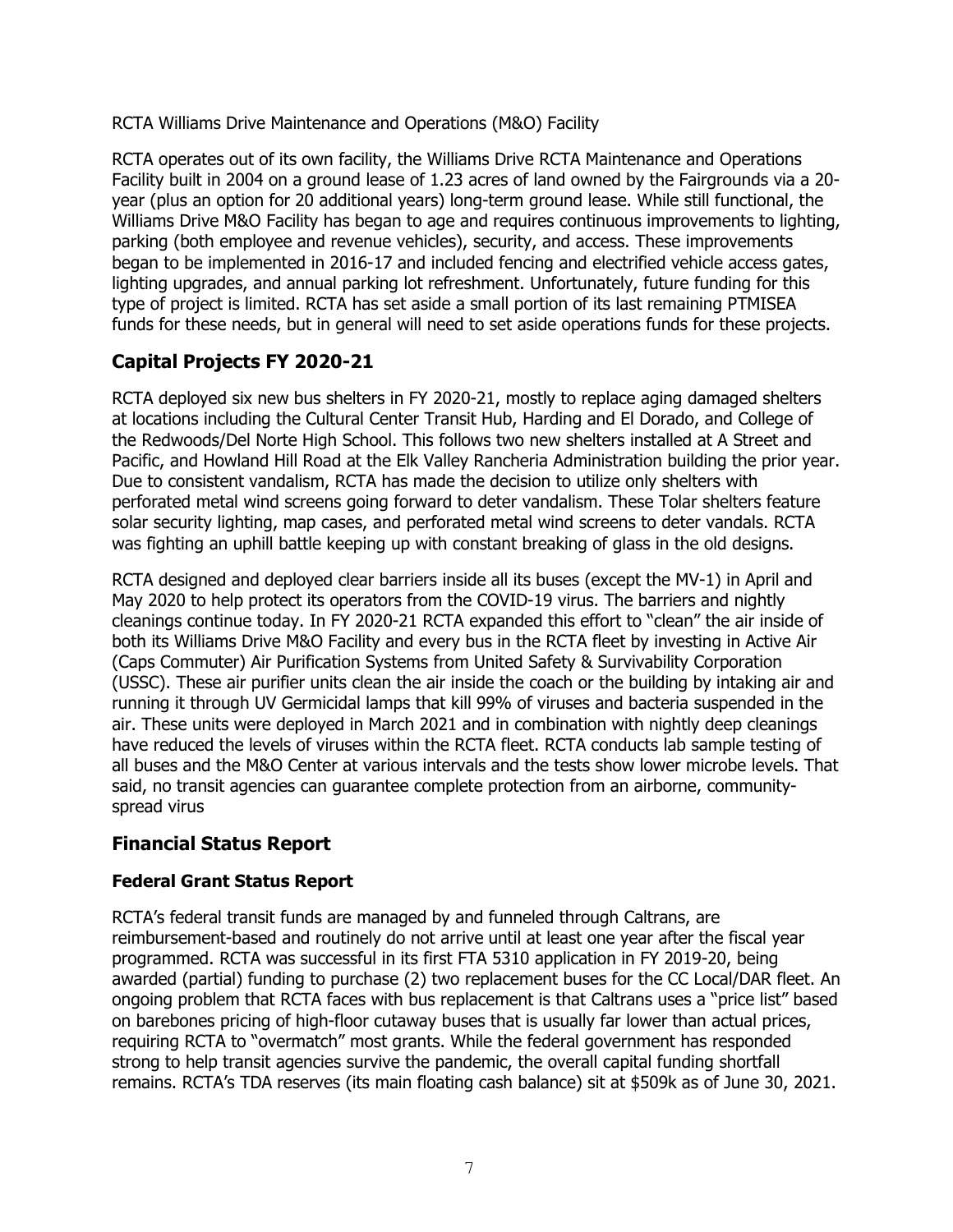RCTA Williams Drive Maintenance and Operations (M&O) Facility

RCTA operates out of its own facility, the Williams Drive RCTA Maintenance and Operations Facility built in 2004 on a ground lease of 1.23 acres of land owned by the Fairgrounds via a 20-year (plus an option for 20 additional years) long-term ground lease. While still functional, the Williams Drive M&O Facility has began to age and requires continuous improvements to lighting, parking (both employee and revenue vehicles), security, and access. These improvements began to be implemented in 2016-17 and included fencing and electrified vehicle access gates, lighting upgrades, and annual parking lot refreshment. Unfortunately, future funding for this type of project is limited. RCTA has set aside a small portion of its last remaining PTMISEA funds for these needs, but in general will need to set aside operations funds for these projects.

## Capital Projects FY 2020-21

RCTA deployed six new bus shelters in FY 2020-21, mostly to replace aging damaged shelters at locations including the Cultural Center Transit Hub, Harding and El Dorado, and College of the Redwoods/Del Norte High School. This follows two new shelters installed at A Street and Pacific, and Howland Hill Road at the Elk Valley Rancheria Administration building the prior year. Due to consistent vandalism, RCTA has made the decision to utilize only shelters with perforated metal wind screens going forward to deter vandalism. These Tolar shelters feature solar security lighting, map cases, and perforated metal wind screens to deter vandals. RCTA was fighting an uphill battle keeping up with constant breaking of glass in the old designs.

RCTA designed and deployed clear barriers inside all its buses (except the MV-1) in April and May 2020 to help protect its operators from the COVID-19 virus. The barriers and nightly cleanings continue today. In FY 2020-21 RCTA expanded this effort to "clean" the air inside of both its Williams Drive M&O Facility and every bus in the RCTA fleet by investing in Active Air (Caps Commuter) Air Purification Systems from United Safety & Survivability Corporation (USSC). These air purifier units clean the air inside the coach or the building by intaking air and running it through UV Germicidal lamps that kill 99% of viruses and bacteria suspended in the air. These units were deployed in March 2021 and in combination with nightly deep cleanings have reduced the levels of viruses within the RCTA fleet. RCTA conducts lab sample testing of all buses and the M&O Center at various intervals and the tests show lower microbe levels. That said, no transit agencies can guarantee complete protection from an airborne, community-spread virus

## Financial Status Report

### Federal Grant Status Report

RCTA's federal transit funds are managed by and funneled through Caltrans, are reimbursement-based and routinely do not arrive until at least one year after the fiscal year programmed. RCTA was successful in its first FTA 5310 application in FY 2019-20, being awarded (partial) funding to purchase (2) two replacement buses for the CC Local/DAR fleet. An ongoing problem that RCTA faces with bus replacement is that Caltrans uses a "price list" based on barebones pricing of high-floor cutaway buses that is usually far lower than actual prices, requiring RCTA to "overmatch" most grants. While the federal government has responded strong to help transit agencies survive the pandemic, the overall capital funding shortfall remains. RCTA's TDA reserves (its main floating cash balance) sit at $509k as of June 30, 2021.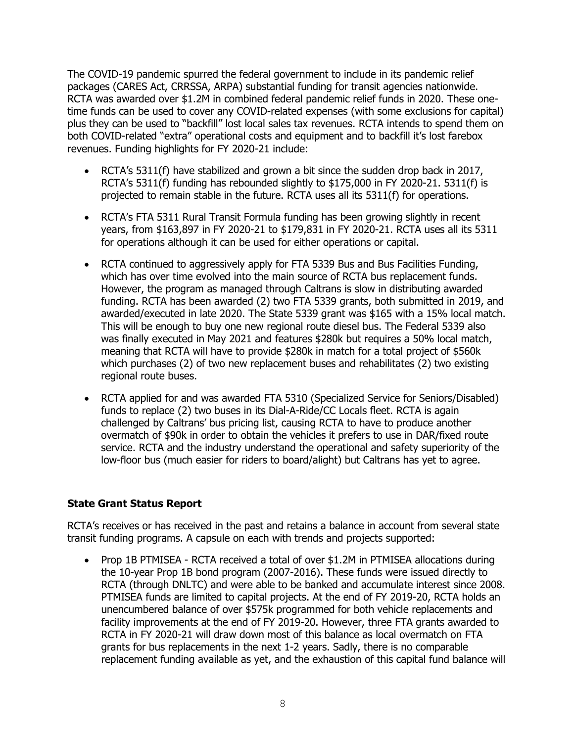The COVID-19 pandemic spurred the federal government to include in its pandemic relief packages (CARES Act, CRRSSA, ARPA) substantial funding for transit agencies nationwide. RCTA was awarded over $1.2M in combined federal pandemic relief funds in 2020. These one-time funds can be used to cover any COVID-related expenses (with some exclusions for capital) plus they can be used to "backfill" lost local sales tax revenues. RCTA intends to spend them on both COVID-related "extra" operational costs and equipment and to backfill it's lost farebox revenues. Funding highlights for FY 2020-21 include:

- RCTA's 5311(f) have stabilized and grown a bit since the sudden drop back in 2017, RCTA's 5311(f) funding has rebounded slightly to $175,000 in FY 2020-21. 5311(f) is projected to remain stable in the future. RCTA uses all its 5311(f) for operations.

- RCTA's FTA 5311 Rural Transit Formula funding has been growing slightly in recent years, from $163,897 in FY 2020-21 to $179,831 in FY 2020-21. RCTA uses all its 5311 for operations although it can be used for either operations or capital.

- RCTA continued to aggressively apply for FTA 5339 Bus and Bus Facilities Funding, which has over time evolved into the main source of RCTA bus replacement funds. However, the program as managed through Caltrans is slow in distributing awarded funding. RCTA has been awarded (2) two FTA 5339 grants, both submitted in 2019, and awarded/executed in late 2020. The State 5339 grant was $165 with a 15% local match. This will be enough to buy one new regional route diesel bus. The Federal 5339 also was finally executed in May 2021 and features $280k but requires a 50% local match, meaning that RCTA will have to provide $280k in match for a total project of $560k which purchases (2) of two new replacement buses and rehabilitates (2) two existing regional route buses.

- RCTA applied for and was awarded FTA 5310 (Specialized Service for Seniors/Disabled) funds to replace (2) two buses in its Dial-A-Ride/CC Locals fleet. RCTA is again challenged by Caltrans' bus pricing list, causing RCTA to have to produce another overmatch of $90k in order to obtain the vehicles it prefers to use in DAR/fixed route service. RCTA and the industry understand the operational and safety superiority of the low-floor bus (much easier for riders to board/alight) but Caltrans has yet to agree.

**State Grant Status Report**

RCTA's receives or has received in the past and retains a balance in account from several state transit funding programs. A capsule on each with trends and projects supported:

- Prop 1B PTMISEA - RCTA received a total of over $1.2M in PTMISEA allocations during the 10-year Prop 1B bond program (2007-2016). These funds were issued directly to RCTA (through DNLTC) and were able to be banked and accumulate interest since 2008. PTMISEA funds are limited to capital projects. At the end of FY 2019-20, RCTA holds an unencumbered balance of over $575k programmed for both vehicle replacements and facility improvements at the end of FY 2019-20. However, three FTA grants awarded to RCTA in FY 2020-21 will draw down most of this balance as local overmatch on FTA grants for bus replacements in the next 1-2 years. Sadly, there is no comparable replacement funding available as yet, and the exhaustion of this capital fund balance will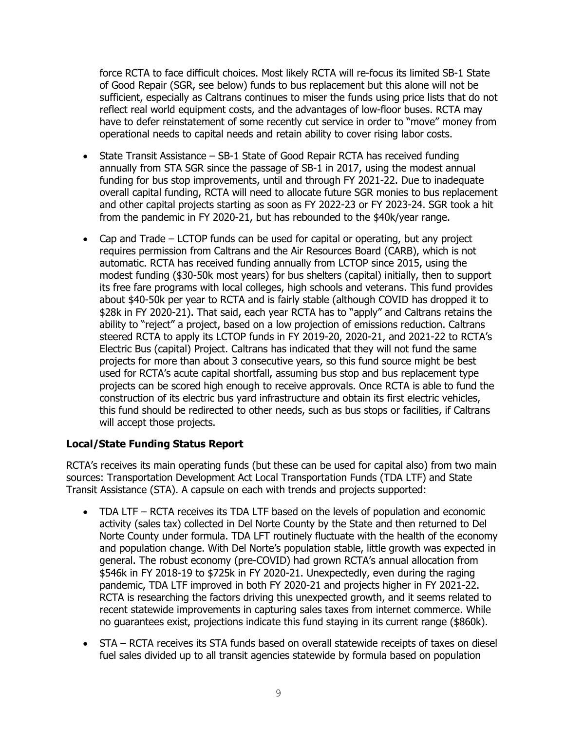force RCTA to face difficult choices. Most likely RCTA will re-focus its limited SB-1 State of Good Repair (SGR, see below) funds to bus replacement but this alone will not be sufficient, especially as Caltrans continues to miser the funds using price lists that do not reflect real world equipment costs, and the advantages of low-floor buses. RCTA may have to defer reinstatement of some recently cut service in order to "move" money from operational needs to capital needs and retain ability to cover rising labor costs.

- State Transit Assistance – SB-1 State of Good Repair RCTA has received funding annually from STA SGR since the passage of SB-1 in 2017, using the modest annual funding for bus stop improvements, until and through FY 2021-22. Due to inadequate overall capital funding, RCTA will need to allocate future SGR monies to bus replacement and other capital projects starting as soon as FY 2022-23 or FY 2023-24. SGR took a hit from the pandemic in FY 2020-21, but has rebounded to the $40k/year range.
- Cap and Trade – LCTOP funds can be used for capital or operating, but any project requires permission from Caltrans and the Air Resources Board (CARB), which is not automatic. RCTA has received funding annually from LCTOP since 2015, using the modest funding ($30-50k most years) for bus shelters (capital) initially, then to support its free fare programs with local colleges, high schools and veterans. This fund provides about $40-50k per year to RCTA and is fairly stable (although COVID has dropped it to $28k in FY 2020-21). That said, each year RCTA has to "apply" and Caltrans retains the ability to "reject" a project, based on a low projection of emissions reduction. Caltrans steered RCTA to apply its LCTOP funds in FY 2019-20, 2020-21, and 2021-22 to RCTA's Electric Bus (capital) Project. Caltrans has indicated that they will not fund the same projects for more than about 3 consecutive years, so this fund source might be best used for RCTA's acute capital shortfall, assuming bus stop and bus replacement type projects can be scored high enough to receive approvals. Once RCTA is able to fund the construction of its electric bus yard infrastructure and obtain its first electric vehicles, this fund should be redirected to other needs, such as bus stops or facilities, if Caltrans will accept those projects.

**Local/State Funding Status Report**

RCTA's receives its main operating funds (but these can be used for capital also) from two main sources: Transportation Development Act Local Transportation Funds (TDA LTF) and State Transit Assistance (STA). A capsule on each with trends and projects supported:

- TDA LTF – RCTA receives its TDA LTF based on the levels of population and economic activity (sales tax) collected in Del Norte County by the State and then returned to Del Norte County under formula. TDA LFT routinely fluctuate with the health of the economy and population change. With Del Norte's population stable, little growth was expected in general. The robust economy (pre-COVID) had grown RCTA's annual allocation from $546k in FY 2018-19 to $725k in FY 2020-21. Unexpectedly, even during the raging pandemic, TDA LTF improved in both FY 2020-21 and projects higher in FY 2021-22. RCTA is researching the factors driving this unexpected growth, and it seems related to recent statewide improvements in capturing sales taxes from internet commerce. While no guarantees exist, projections indicate this fund staying in its current range ($860k).
- STA – RCTA receives its STA funds based on overall statewide receipts of taxes on diesel fuel sales divided up to all transit agencies statewide by formula based on population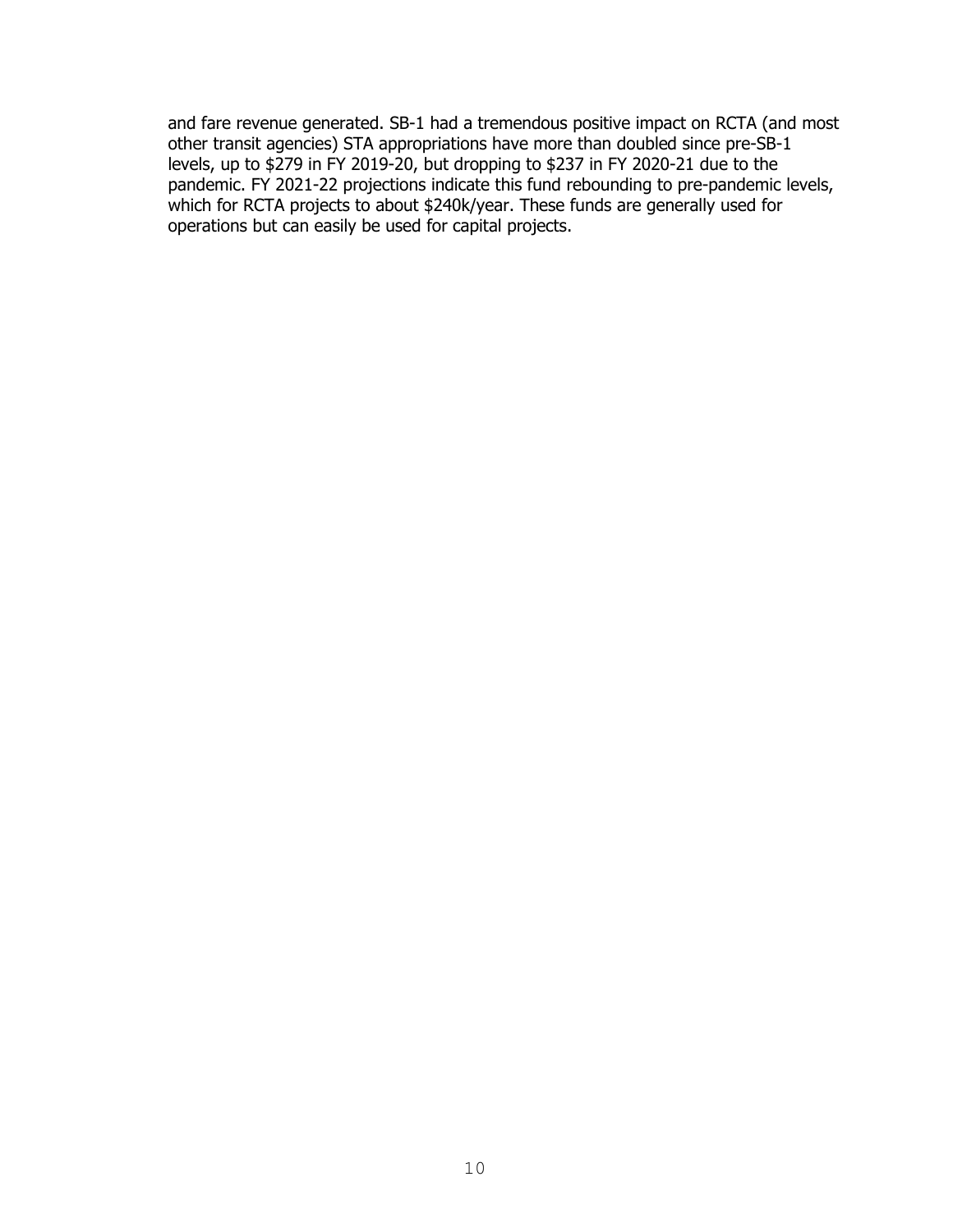and fare revenue generated. SB-1 had a tremendous positive impact on RCTA (and most other transit agencies) STA appropriations have more than doubled since pre-SB-1 levels, up to $279 in FY 2019-20, but dropping to $237 in FY 2020-21 due to the pandemic. FY 2021-22 projections indicate this fund rebounding to pre-pandemic levels, which for RCTA projects to about $240k/year. These funds are generally used for operations but can easily be used for capital projects.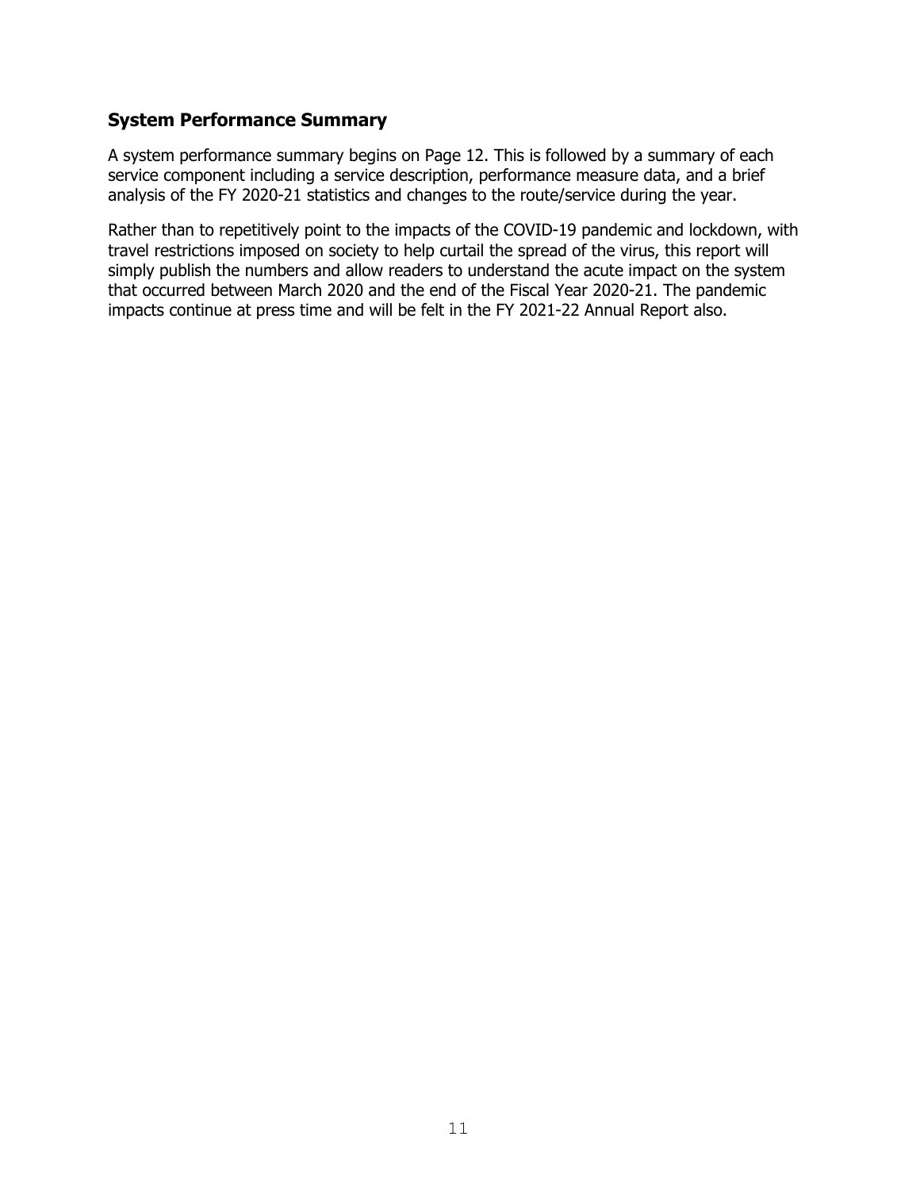## System Performance Summary

A system performance summary begins on Page 12. This is followed by a summary of each service component including a service description, performance measure data, and a brief analysis of the FY 2020-21 statistics and changes to the route/service during the year.

Rather than to repetitively point to the impacts of the COVID-19 pandemic and lockdown, with travel restrictions imposed on society to help curtail the spread of the virus, this report will simply publish the numbers and allow readers to understand the acute impact on the system that occurred between March 2020 and the end of the Fiscal Year 2020-21. The pandemic impacts continue at press time and will be felt in the FY 2021-22 Annual Report also.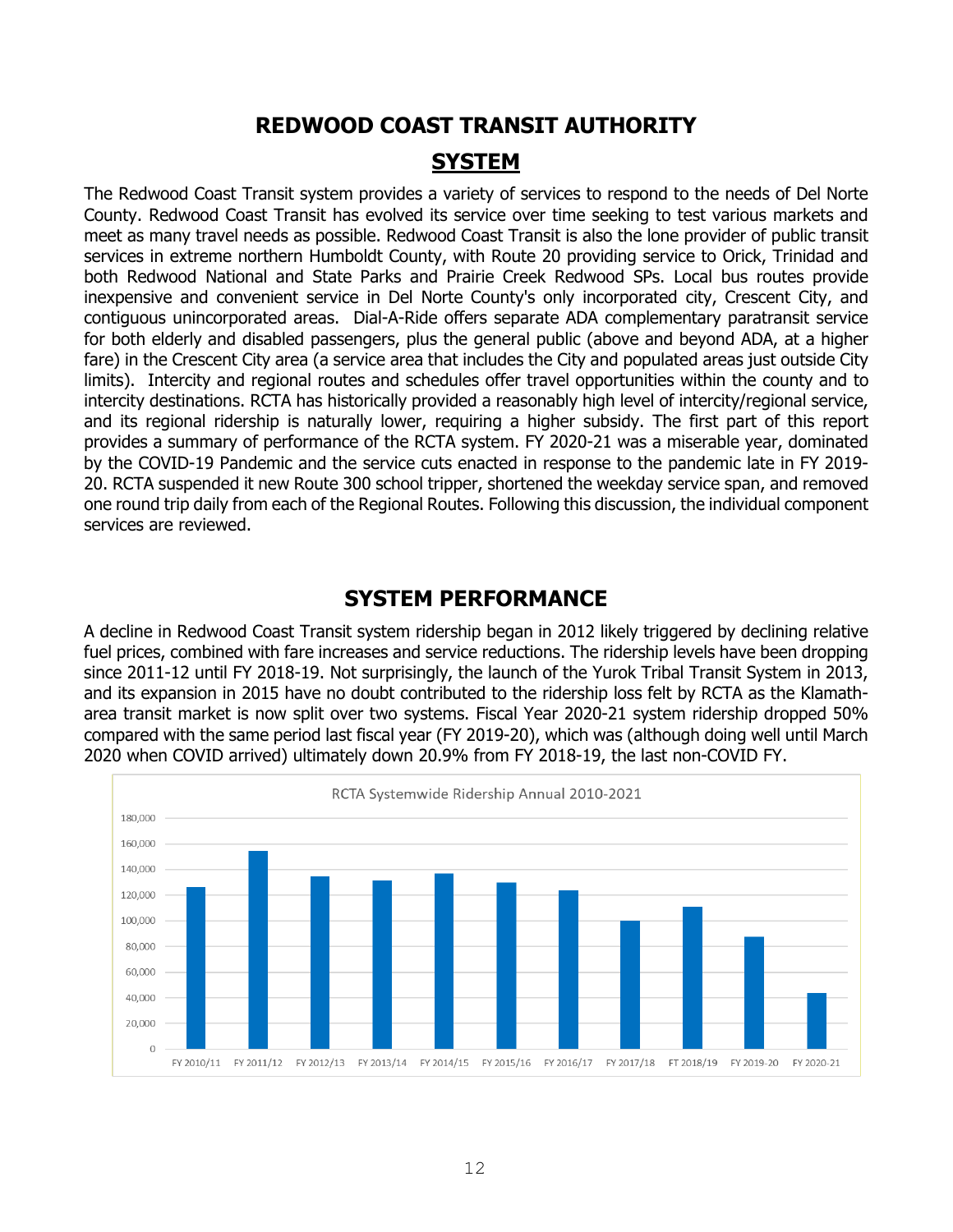# REDWOOD COAST TRANSIT AUTHORITY

## SYSTEM

The Redwood Coast Transit system provides a variety of services to respond to the needs of Del Norte County. Redwood Coast Transit has evolved its service over time seeking to test various markets and meet as many travel needs as possible. Redwood Coast Transit is also the lone provider of public transit services in extreme northern Humboldt County, with Route 20 providing service to Orick, Trinidad and both Redwood National and State Parks and Prairie Creek Redwood SPs. Local bus routes provide inexpensive and convenient service in Del Norte County's only incorporated city, Crescent City, and contiguous unincorporated areas. Dial-A-Ride offers separate ADA complementary paratransit service for both elderly and disabled passengers, plus the general public (above and beyond ADA, at a higher fare) in the Crescent City area (a service area that includes the City and populated areas just outside City limits). Intercity and regional routes and schedules offer travel opportunities within the county and to intercity destinations. RCTA has historically provided a reasonably high level of intercity/regional service, and its regional ridership is naturally lower, requiring a higher subsidy. The first part of this report provides a summary of performance of the RCTA system. FY 2020-21 was a miserable year, dominated by the COVID-19 Pandemic and the service cuts enacted in response to the pandemic late in FY 2019-20. RCTA suspended it new Route 300 school tripper, shortened the weekday service span, and removed one round trip daily from each of the Regional Routes. Following this discussion, the individual component services are reviewed.

## SYSTEM PERFORMANCE

A decline in Redwood Coast Transit system ridership began in 2012 likely triggered by declining relative fuel prices, combined with fare increases and service reductions. The ridership levels have been dropping since 2011-12 until FY 2018-19. Not surprisingly, the launch of the Yurok Tribal Transit System in 2013, and its expansion in 2015 have no doubt contributed to the ridership loss felt by RCTA as the Klamath-area transit market is now split over two systems. Fiscal Year 2020-21 system ridership dropped 50% compared with the same period last fiscal year (FY 2019-20), which was (although doing well until March 2020 when COVID arrived) ultimately down 20.9% from FY 2018-19, the last non-COVID FY.

RCTA Systemwide Ridership Annual 2010-2021

| Fiscal Year | Ridership (approx.) |
|---|---|
| FY 2010/11 | 126,000 |
| FY 2011/12 | 154,000 |
| FY 2012/13 | 134,000 |
| FY 2013/14 | 131,000 |
| FY 2014/15 | 136,000 |
| FY 2015/16 | 129,000 |
| FY 2016/17 | 123,000 |
| FY 2017/18 | 99,000 |
| FT 2018/19 | 110,000 |
| FY 2019-20 | 87,000 |
| FY 2020-21 | 43,000 |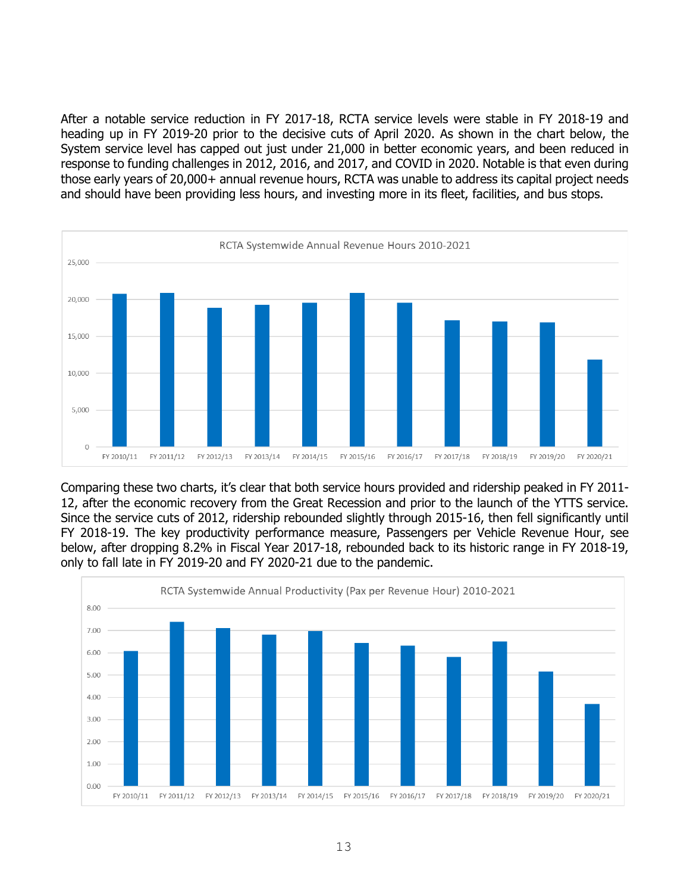After a notable service reduction in FY 2017-18, RCTA service levels were stable in FY 2018-19 and heading up in FY 2019-20 prior to the decisive cuts of April 2020. As shown in the chart below, the System service level has capped out just under 21,000 in better economic years, and been reduced in response to funding challenges in 2012, 2016, and 2017, and COVID in 2020. Notable is that even during those early years of 20,000+ annual revenue hours, RCTA was unable to address its capital project needs and should have been providing less hours, and investing more in its fleet, facilities, and bus stops.

Comparing these two charts, it's clear that both service hours provided and ridership peaked in FY 2011-12, after the economic recovery from the Great Recession and prior to the launch of the YTTS service. Since the service cuts of 2012, ridership rebounded slightly through 2015-16, then fell significantly until FY 2018-19. The key productivity performance measure, Passengers per Vehicle Revenue Hour, see below, after dropping 8.2% in Fiscal Year 2017-18, rebounded back to its historic range in FY 2018-19, only to fall late in FY 2019-20 and FY 2020-21 due to the pandemic.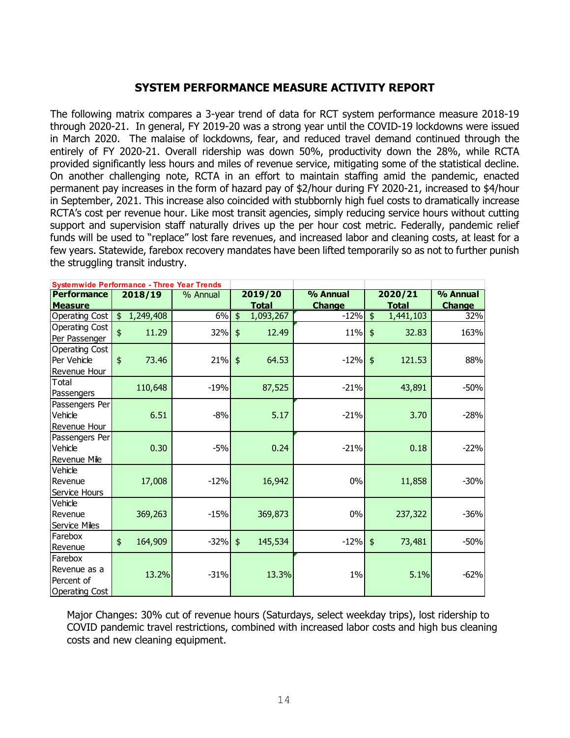## SYSTEM PERFORMANCE MEASURE ACTIVITY REPORT

The following matrix compares a 3-year trend of data for RCT system performance measure 2018-19 through 2020-21. In general, FY 2019-20 was a strong year until the COVID-19 lockdowns were issued in March 2020. The malaise of lockdowns, fear, and reduced travel demand continued through the entirely of FY 2020-21. Overall ridership was down 50%, productivity down the 28%, while RCTA provided significantly less hours and miles of revenue service, mitigating some of the statistical decline. On another challenging note, RCTA in an effort to maintain staffing amid the pandemic, enacted permanent pay increases in the form of hazard pay of $2/hour during FY 2020-21, increased to $4/hour in September, 2021. This increase also coincided with stubbornly high fuel costs to dramatically increase RCTA's cost per revenue hour. Like most transit agencies, simply reducing service hours without cutting support and supervision staff naturally drives up the per hour cost metric. Federally, pandemic relief funds will be used to "replace" lost fare revenues, and increased labor and cleaning costs, at least for a few years. Statewide, farebox recovery mandates have been lifted temporarily so as not to further punish the struggling transit industry.

| Systemwide Performance - Three Year Trends | | | | | | |
|---|---|---|---|---|---|---|
| **Performance Measure** | **2018/19** | % Annual | **2019/20 Total** | **% Annual Change** | **2020/21 Total** | **% Annual Change** |
| Operating Cost | $ 1,249,408 | 6% | $ 1,093,267 | -12% | $ 1,441,103 | 32% |
| Operating Cost Per Passenger | $ 11.29 | 32% | $ 12.49 | 11% | $ 32.83 | 163% |
| Operating Cost Per Vehicle Revenue Hour | $ 73.46 | 21% | $ 64.53 | -12% | $ 121.53 | 88% |
| Total Passengers | 110,648 | -19% | 87,525 | -21% | 43,891 | -50% |
| Passengers Per Vehicle Revenue Hour | 6.51 | -8% | 5.17 | -21% | 3.70 | -28% |
| Passengers Per Vehicle Revenue Mile | 0.30 | -5% | 0.24 | -21% | 0.18 | -22% |
| Vehicle Revenue Service Hours | 17,008 | -12% | 16,942 | 0% | 11,858 | -30% |
| Vehicle Revenue Service Miles | 369,263 | -15% | 369,873 | 0% | 237,322 | -36% |
| Farebox Revenue | $ 164,909 | -32% | $ 145,534 | -12% | $ 73,481 | -50% |
| Farebox Revenue as a Percent of Operating Cost | 13.2% | -31% | 13.3% | 1% | 5.1% | -62% |

Major Changes: 30% cut of revenue hours (Saturdays, select weekday trips), lost ridership to COVID pandemic travel restrictions, combined with increased labor costs and high bus cleaning costs and new cleaning equipment.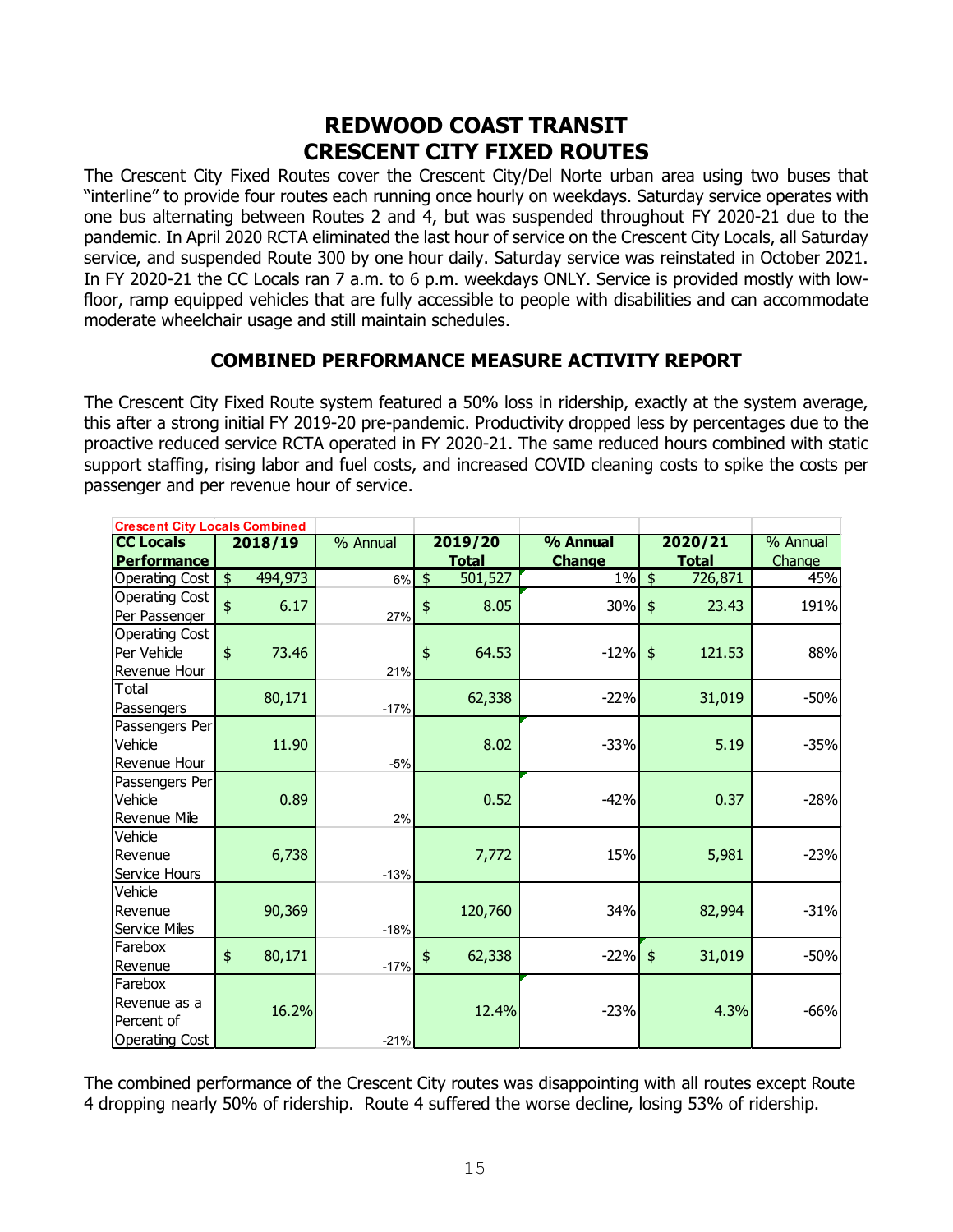# REDWOOD COAST TRANSIT
# CRESCENT CITY FIXED ROUTES

The Crescent City Fixed Routes cover the Crescent City/Del Norte urban area using two buses that "interline" to provide four routes each running once hourly on weekdays. Saturday service operates with one bus alternating between Routes 2 and 4, but was suspended throughout FY 2020-21 due to the pandemic. In April 2020 RCTA eliminated the last hour of service on the Crescent City Locals, all Saturday service, and suspended Route 300 by one hour daily. Saturday service was reinstated in October 2021. In FY 2020-21 the CC Locals ran 7 a.m. to 6 p.m. weekdays ONLY. Service is provided mostly with low-floor, ramp equipped vehicles that are fully accessible to people with disabilities and can accommodate moderate wheelchair usage and still maintain schedules.

## COMBINED PERFORMANCE MEASURE ACTIVITY REPORT

The Crescent City Fixed Route system featured a 50% loss in ridership, exactly at the system average, this after a strong initial FY 2019-20 pre-pandemic. Productivity dropped less by percentages due to the proactive reduced service RCTA operated in FY 2020-21. The same reduced hours combined with static support staffing, rising labor and fuel costs, and increased COVID cleaning costs to spike the costs per passenger and per revenue hour of service.

| Crescent City Locals Combined | | | | | | |
|---|---|---|---|---|---|---|
| **CC Locals Performance** | **2018/19** | % Annual | **2019/20 Total** | **% Annual Change** | **2020/21 Total** | % Annual Change |
| Operating Cost | $ 494,973 | 6% | $ 501,527 | 1% | $ 726,871 | 45% |
| Operating Cost Per Passenger | $ 6.17 | 27% | $ 8.05 | 30% | $ 23.43 | 191% |
| Operating Cost Per Vehicle Revenue Hour | $ 73.46 | 21% | $ 64.53 | -12% | $ 121.53 | 88% |
| Total Passengers | 80,171 | -17% | 62,338 | -22% | 31,019 | -50% |
| Passengers Per Vehicle Revenue Hour | 11.90 | -5% | 8.02 | -33% | 5.19 | -35% |
| Passengers Per Vehicle Revenue Mile | 0.89 | 2% | 0.52 | -42% | 0.37 | -28% |
| Vehicle Revenue Service Hours | 6,738 | -13% | 7,772 | 15% | 5,981 | -23% |
| Vehicle Revenue Service Miles | 90,369 | -18% | 120,760 | 34% | 82,994 | -31% |
| Farebox Revenue | $ 80,171 | -17% | $ 62,338 | -22% | $ 31,019 | -50% |
| Farebox Revenue as a Percent of Operating Cost | 16.2% | -21% | 12.4% | -23% | 4.3% | -66% |

The combined performance of the Crescent City routes was disappointing with all routes except Route 4 dropping nearly 50% of ridership. Route 4 suffered the worse decline, losing 53% of ridership.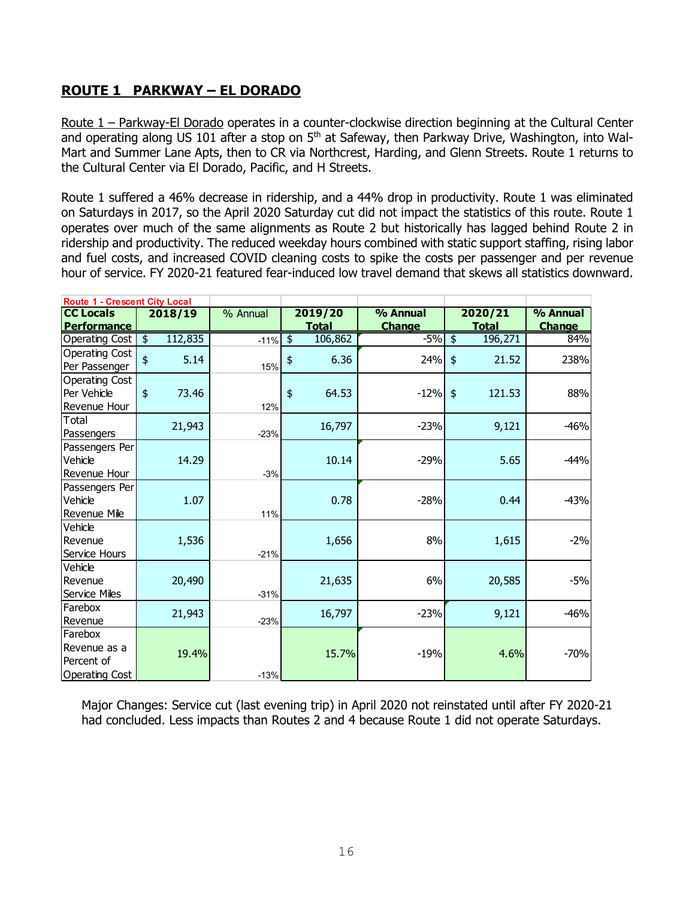## ROUTE 1 PARKWAY – EL DORADO

Route 1 – Parkway-El Dorado operates in a counter-clockwise direction beginning at the Cultural Center and operating along US 101 after a stop on 5th at Safeway, then Parkway Drive, Washington, into Wal-Mart and Summer Lane Apts, then to CR via Northcrest, Harding, and Glenn Streets. Route 1 returns to the Cultural Center via El Dorado, Pacific, and H Streets.

Route 1 suffered a 46% decrease in ridership, and a 44% drop in productivity. Route 1 was eliminated on Saturdays in 2017, so the April 2020 Saturday cut did not impact the statistics of this route. Route 1 operates over much of the same alignments as Route 2 but historically has lagged behind Route 2 in ridership and productivity. The reduced weekday hours combined with static support staffing, rising labor and fuel costs, and increased COVID cleaning costs to spike the costs per passenger and per revenue hour of service. FY 2020-21 featured fear-induced low travel demand that skews all statistics downward.

| Route 1 - Crescent City Local | | | | | | |
|---|---|---|---|---|---|---|
| **CC Locals Performance** | **2018/19** | % Annual | **2019/20 Total** | **% Annual Change** | **2020/21 Total** | **% Annual Change** |
| Operating Cost | $ 112,835 | -11% | $ 106,862 | -5% | $ 196,271 | 84% |
| Operating Cost Per Passenger | $ 5.14 | 15% | $ 6.36 | 24% | $ 21.52 | 238% |
| Operating Cost Per Vehicle Revenue Hour | $ 73.46 | 12% | $ 64.53 | -12% | $ 121.53 | 88% |
| Total Passengers | 21,943 | -23% | 16,797 | -23% | 9,121 | -46% |
| Passengers Per Vehicle Revenue Hour | 14.29 | -3% | 10.14 | -29% | 5.65 | -44% |
| Passengers Per Vehicle Revenue Mile | 1.07 | 11% | 0.78 | -28% | 0.44 | -43% |
| Vehicle Revenue Service Hours | 1,536 | -21% | 1,656 | 8% | 1,615 | -2% |
| Vehicle Revenue Service Miles | 20,490 | -31% | 21,635 | 6% | 20,585 | -5% |
| Farebox Revenue | 21,943 | -23% | 16,797 | -23% | 9,121 | -46% |
| Farebox Revenue as a Percent of Operating Cost | 19.4% | -13% | 15.7% | -19% | 4.6% | -70% |

Major Changes: Service cut (last evening trip) in April 2020 not reinstated until after FY 2020-21 had concluded. Less impacts than Routes 2 and 4 because Route 1 did not operate Saturdays.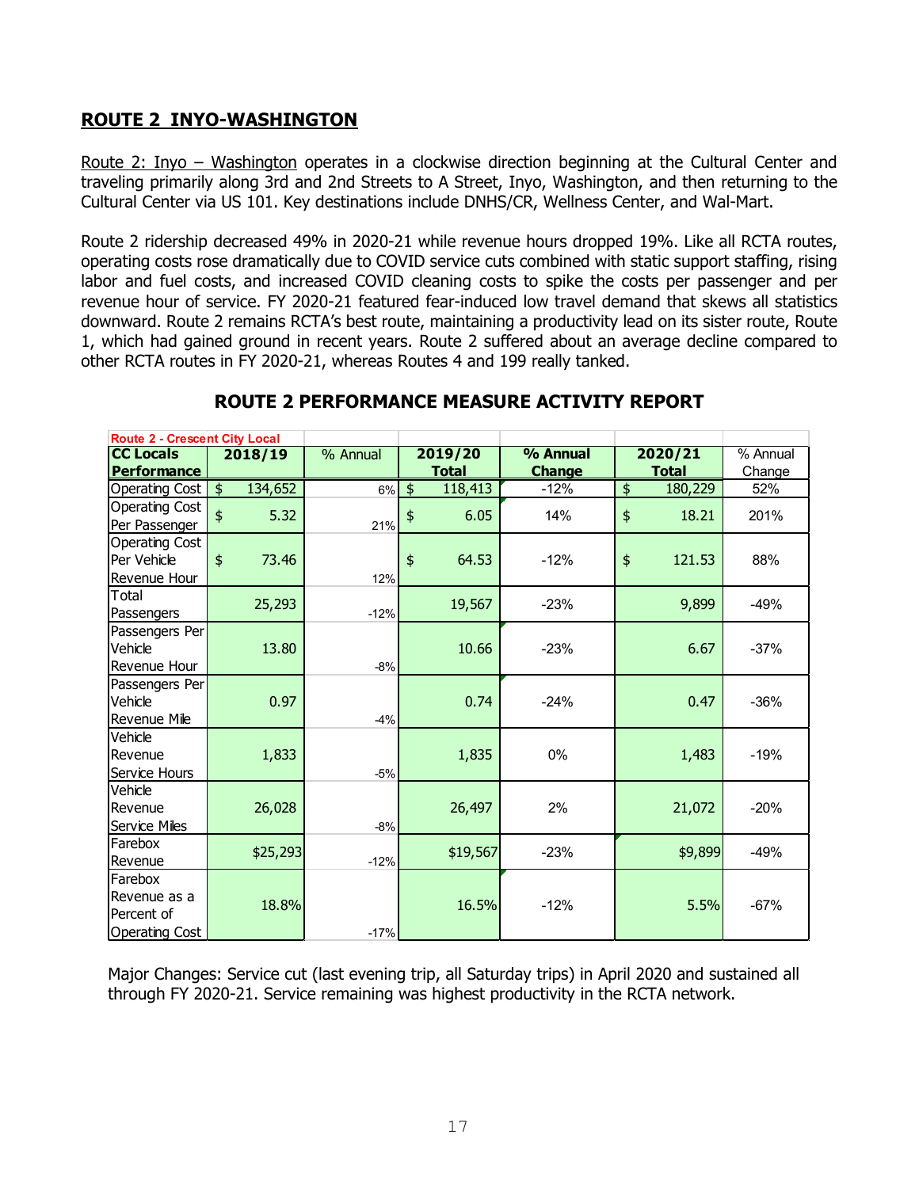## ROUTE 2 INYO-WASHINGTON

Route 2: Inyo – Washington operates in a clockwise direction beginning at the Cultural Center and traveling primarily along 3rd and 2nd Streets to A Street, Inyo, Washington, and then returning to the Cultural Center via US 101. Key destinations include DNHS/CR, Wellness Center, and Wal-Mart.

Route 2 ridership decreased 49% in 2020-21 while revenue hours dropped 19%. Like all RCTA routes, operating costs rose dramatically due to COVID service cuts combined with static support staffing, rising labor and fuel costs, and increased COVID cleaning costs to spike the costs per passenger and per revenue hour of service. FY 2020-21 featured fear-induced low travel demand that skews all statistics downward. Route 2 remains RCTA's best route, maintaining a productivity lead on its sister route, Route 1, which had gained ground in recent years. Route 2 suffered about an average decline compared to other RCTA routes in FY 2020-21, whereas Routes 4 and 199 really tanked.

### ROUTE 2 PERFORMANCE MEASURE ACTIVITY REPORT

| Route 2 - Crescent City Local | | | | | | |
|---|---|---|---|---|---|---|
| **CC Locals Performance** | **2018/19** | % Annual | **2019/20 Total** | **% Annual Change** | **2020/21 Total** | % Annual Change |
| Operating Cost | $ 134,652 | 6% | $ 118,413 | -12% | $ 180,229 | 52% |
| Operating Cost Per Passenger | $ 5.32 | 21% | $ 6.05 | 14% | $ 18.21 | 201% |
| Operating Cost Per Vehicle Revenue Hour | $ 73.46 | 12% | $ 64.53 | -12% | $ 121.53 | 88% |
| Total Passengers | 25,293 | -12% | 19,567 | -23% | 9,899 | -49% |
| Passengers Per Vehicle Revenue Hour | 13.80 | -8% | 10.66 | -23% | 6.67 | -37% |
| Passengers Per Vehicle Revenue Mile | 0.97 | -4% | 0.74 | -24% | 0.47 | -36% |
| Vehicle Revenue Service Hours | 1,833 | -5% | 1,835 | 0% | 1,483 | -19% |
| Vehicle Revenue Service Miles | 26,028 | -8% | 26,497 | 2% | 21,072 | -20% |
| Farebox Revenue | $25,293 | -12% | $19,567 | -23% | $9,899 | -49% |
| Farebox Revenue as a Percent of Operating Cost | 18.8% | -17% | 16.5% | -12% | 5.5% | -67% |

Major Changes: Service cut (last evening trip, all Saturday trips) in April 2020 and sustained all through FY 2020-21. Service remaining was highest productivity in the RCTA network.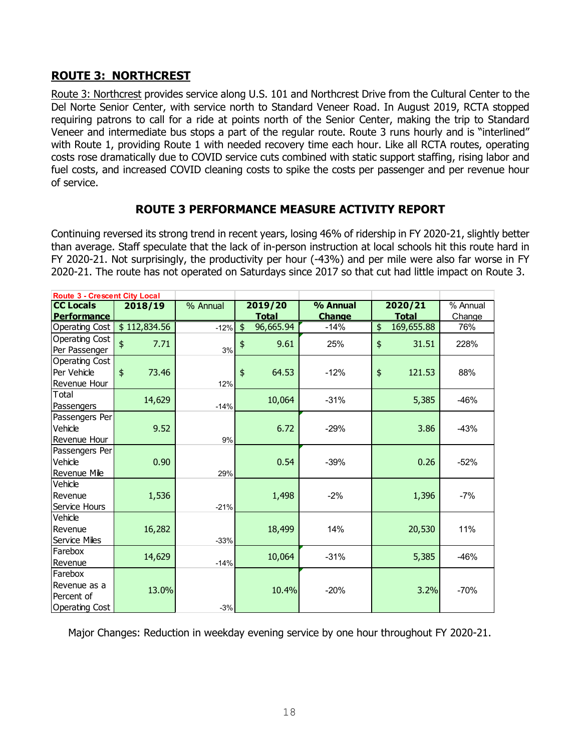## ROUTE 3: NORTHCREST

Route 3: Northcrest provides service along U.S. 101 and Northcrest Drive from the Cultural Center to the Del Norte Senior Center, with service north to Standard Veneer Road. In August 2019, RCTA stopped requiring patrons to call for a ride at points north of the Senior Center, making the trip to Standard Veneer and intermediate bus stops a part of the regular route. Route 3 runs hourly and is "interlined" with Route 1, providing Route 1 with needed recovery time each hour. Like all RCTA routes, operating costs rose dramatically due to COVID service cuts combined with static support staffing, rising labor and fuel costs, and increased COVID cleaning costs to spike the costs per passenger and per revenue hour of service.

### ROUTE 3 PERFORMANCE MEASURE ACTIVITY REPORT

Continuing reversed its strong trend in recent years, losing 46% of ridership in FY 2020-21, slightly better than average. Staff speculate that the lack of in-person instruction at local schools hit this route hard in FY 2020-21. Not surprisingly, the productivity per hour (-43%) and per mile were also far worse in FY 2020-21. The route has not operated on Saturdays since 2017 so that cut had little impact on Route 3.

| Route 3 - Crescent City Local | | | | | | |
|---|---|---|---|---|---|---|
| **CC Locals Performance** | **2018/19** | % Annual | **2019/20 Total** | **% Annual Change** | **2020/21 Total** | % Annual Change |
| Operating Cost | $ 112,834.56 | -12% | $ 96,665.94 | -14% | $ 169,655.88 | 76% |
| Operating Cost Per Passenger | $ 7.71 | 3% | $ 9.61 | 25% | $ 31.51 | 228% |
| Operating Cost Per Vehicle Revenue Hour | $ 73.46 | 12% | $ 64.53 | -12% | $ 121.53 | 88% |
| Total Passengers | 14,629 | -14% | 10,064 | -31% | 5,385 | -46% |
| Passengers Per Vehicle Revenue Hour | 9.52 | 9% | 6.72 | -29% | 3.86 | -43% |
| Passengers Per Vehicle Revenue Mile | 0.90 | 29% | 0.54 | -39% | 0.26 | -52% |
| Vehicle Revenue Service Hours | 1,536 | -21% | 1,498 | -2% | 1,396 | -7% |
| Vehicle Revenue Service Miles | 16,282 | -33% | 18,499 | 14% | 20,530 | 11% |
| Farebox Revenue | 14,629 | -14% | 10,064 | -31% | 5,385 | -46% |
| Farebox Revenue as a Percent of Operating Cost | 13.0% | -3% | 10.4% | -20% | 3.2% | -70% |

Major Changes: Reduction in weekday evening service by one hour throughout FY 2020-21.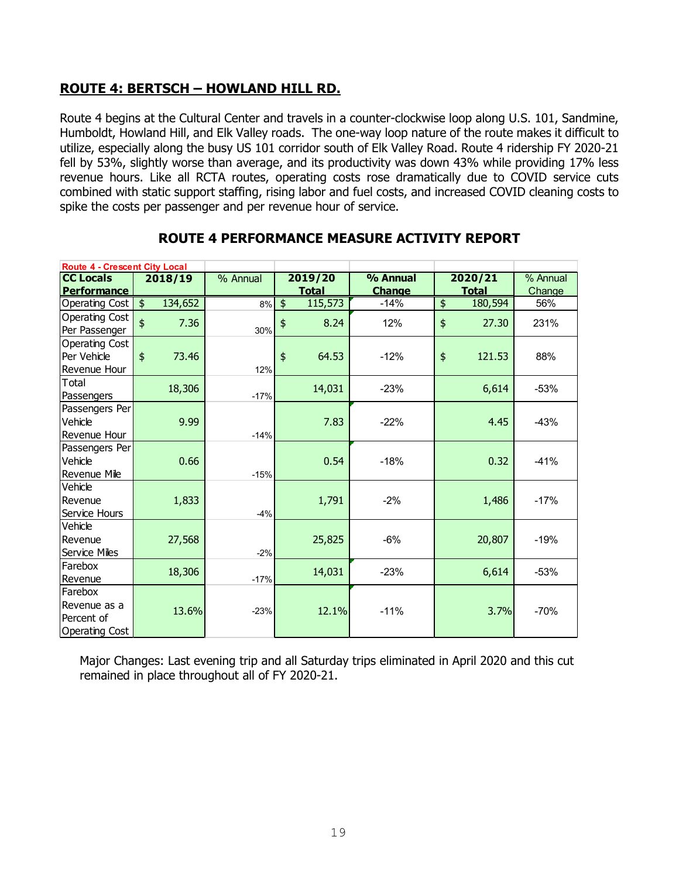## ROUTE 4: BERTSCH – HOWLAND HILL RD.

Route 4 begins at the Cultural Center and travels in a counter-clockwise loop along U.S. 101, Sandmine, Humboldt, Howland Hill, and Elk Valley roads. The one-way loop nature of the route makes it difficult to utilize, especially along the busy US 101 corridor south of Elk Valley Road. Route 4 ridership FY 2020-21 fell by 53%, slightly worse than average, and its productivity was down 43% while providing 17% less revenue hours. Like all RCTA routes, operating costs rose dramatically due to COVID service cuts combined with static support staffing, rising labor and fuel costs, and increased COVID cleaning costs to spike the costs per passenger and per revenue hour of service.

### ROUTE 4 PERFORMANCE MEASURE ACTIVITY REPORT

| Route 4 - Crescent City Local | | | | | | |
|---|---|---|---|---|---|---|
| **CC Locals Performance** | **2018/19** | % Annual | **2019/20 Total** | **% Annual Change** | **2020/21 Total** | % Annual Change |
| Operating Cost | $ 134,652 | 8% | $ 115,573 | -14% | $ 180,594 | 56% |
| Operating Cost Per Passenger | $ 7.36 | 30% | $ 8.24 | 12% | $ 27.30 | 231% |
| Operating Cost Per Vehicle Revenue Hour | $ 73.46 | 12% | $ 64.53 | -12% | $ 121.53 | 88% |
| Total Passengers | 18,306 | -17% | 14,031 | -23% | 6,614 | -53% |
| Passengers Per Vehicle Revenue Hour | 9.99 | -14% | 7.83 | -22% | 4.45 | -43% |
| Passengers Per Vehicle Revenue Mile | 0.66 | -15% | 0.54 | -18% | 0.32 | -41% |
| Vehicle Revenue Service Hours | 1,833 | -4% | 1,791 | -2% | 1,486 | -17% |
| Vehicle Revenue Service Miles | 27,568 | -2% | 25,825 | -6% | 20,807 | -19% |
| Farebox Revenue | 18,306 | -17% | 14,031 | -23% | 6,614 | -53% |
| Farebox Revenue as a Percent of Operating Cost | 13.6% | -23% | 12.1% | -11% | 3.7% | -70% |

Major Changes: Last evening trip and all Saturday trips eliminated in April 2020 and this cut remained in place throughout all of FY 2020-21.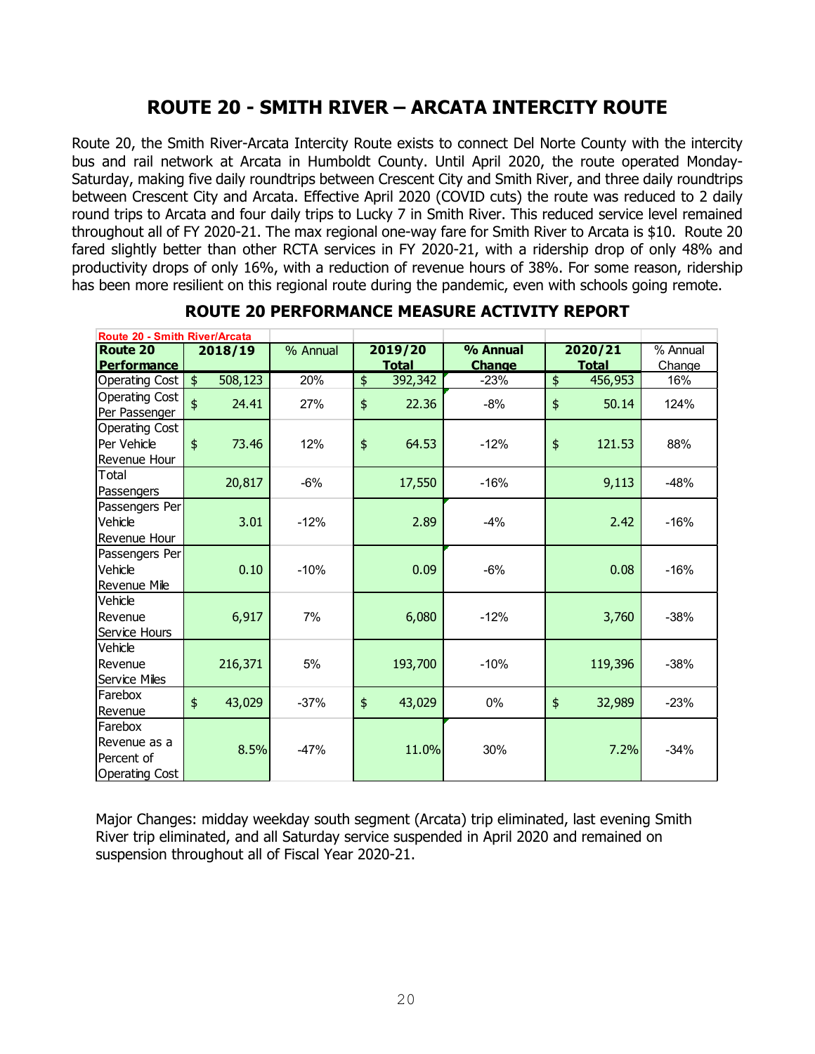# ROUTE 20 - SMITH RIVER – ARCATA INTERCITY ROUTE

Route 20, the Smith River-Arcata Intercity Route exists to connect Del Norte County with the intercity bus and rail network at Arcata in Humboldt County. Until April 2020, the route operated Monday-Saturday, making five daily roundtrips between Crescent City and Smith River, and three daily roundtrips between Crescent City and Arcata. Effective April 2020 (COVID cuts) the route was reduced to 2 daily round trips to Arcata and four daily trips to Lucky 7 in Smith River. This reduced service level remained throughout all of FY 2020-21. The max regional one-way fare for Smith River to Arcata is $10. Route 20 fared slightly better than other RCTA services in FY 2020-21, with a ridership drop of only 48% and productivity drops of only 16%, with a reduction of revenue hours of 38%. For some reason, ridership has been more resilient on this regional route during the pandemic, even with schools going remote.

## ROUTE 20 PERFORMANCE MEASURE ACTIVITY REPORT

| Route 20 - Smith River/Arcata | | | | | | |
|---|---|---|---|---|---|---|
| **Route 20 Performance** | **2018/19** | % Annual | **2019/20 Total** | **% Annual Change** | **2020/21 Total** | % Annual Change |
| Operating Cost | $ 508,123 | 20% | $ 392,342 | -23% | $ 456,953 | 16% |
| Operating Cost Per Passenger | $ 24.41 | 27% | $ 22.36 | -8% | $ 50.14 | 124% |
| Operating Cost Per Vehicle Revenue Hour | $ 73.46 | 12% | $ 64.53 | -12% | $ 121.53 | 88% |
| Total Passengers | 20,817 | -6% | 17,550 | -16% | 9,113 | -48% |
| Passengers Per Vehicle Revenue Hour | 3.01 | -12% | 2.89 | -4% | 2.42 | -16% |
| Passengers Per Vehicle Revenue Mile | 0.10 | -10% | 0.09 | -6% | 0.08 | -16% |
| Vehicle Revenue Service Hours | 6,917 | 7% | 6,080 | -12% | 3,760 | -38% |
| Vehicle Revenue Service Miles | 216,371 | 5% | 193,700 | -10% | 119,396 | -38% |
| Farebox Revenue | $ 43,029 | -37% | $ 43,029 | 0% | $ 32,989 | -23% |
| Farebox Revenue as a Percent of Operating Cost | 8.5% | -47% | 11.0% | 30% | 7.2% | -34% |

Major Changes: midday weekday south segment (Arcata) trip eliminated, last evening Smith River trip eliminated, and all Saturday service suspended in April 2020 and remained on suspension throughout all of Fiscal Year 2020-21.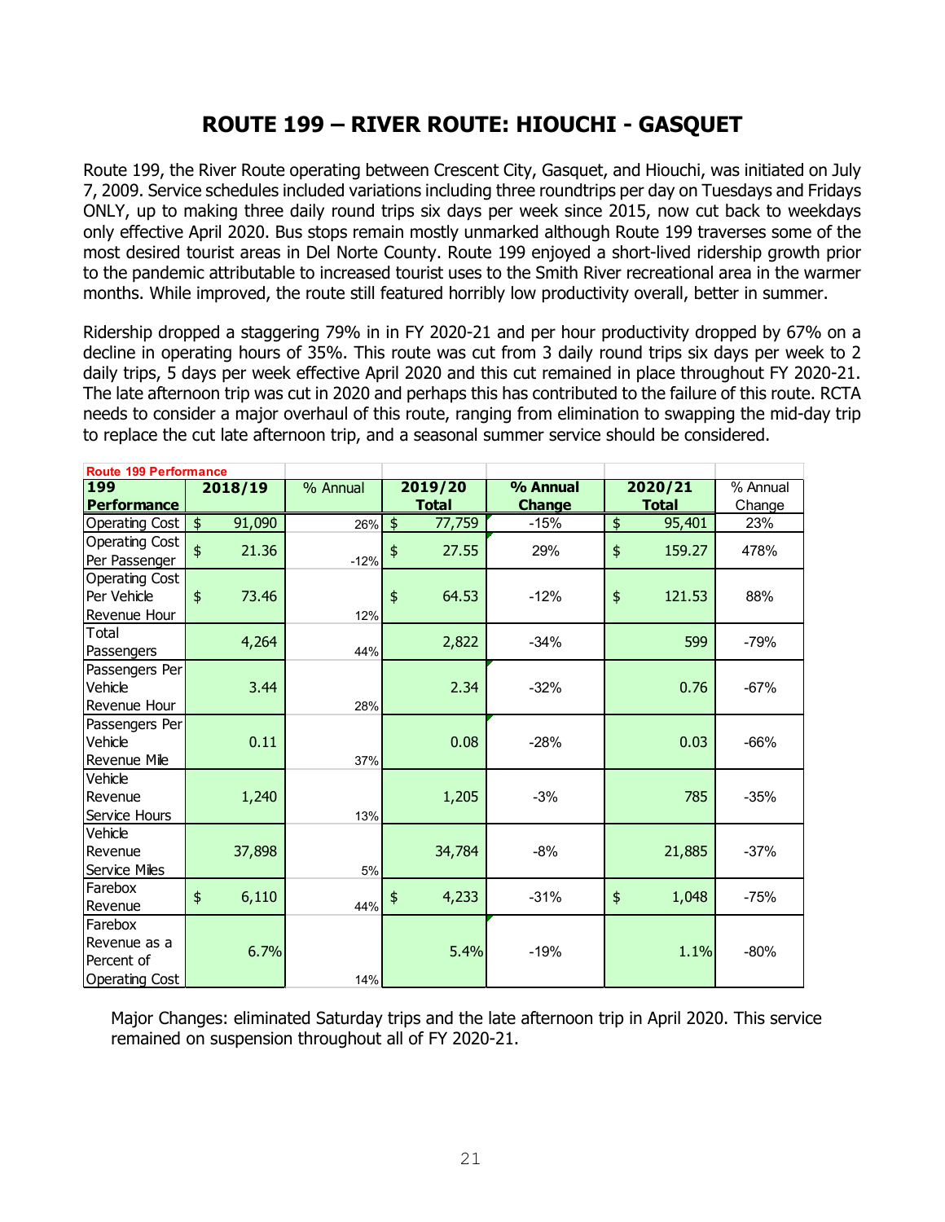## ROUTE 199 – RIVER ROUTE: HIOUCHI - GASQUET

Route 199, the River Route operating between Crescent City, Gasquet, and Hiouchi, was initiated on July 7, 2009. Service schedules included variations including three roundtrips per day on Tuesdays and Fridays ONLY, up to making three daily round trips six days per week since 2015, now cut back to weekdays only effective April 2020. Bus stops remain mostly unmarked although Route 199 traverses some of the most desired tourist areas in Del Norte County. Route 199 enjoyed a short-lived ridership growth prior to the pandemic attributable to increased tourist uses to the Smith River recreational area in the warmer months. While improved, the route still featured horribly low productivity overall, better in summer.

Ridership dropped a staggering 79% in in FY 2020-21 and per hour productivity dropped by 67% on a decline in operating hours of 35%. This route was cut from 3 daily round trips six days per week to 2 daily trips, 5 days per week effective April 2020 and this cut remained in place throughout FY 2020-21. The late afternoon trip was cut in 2020 and perhaps this has contributed to the failure of this route. RCTA needs to consider a major overhaul of this route, ranging from elimination to swapping the mid-day trip to replace the cut late afternoon trip, and a seasonal summer service should be considered.

| Route 199 Performance | | | | | | |
|---|---|---|---|---|---|---|
| **199 Performance** | **2018/19** | % Annual | **2019/20 Total** | **% Annual Change** | **2020/21 Total** | % Annual Change |
| Operating Cost | $ 91,090 | 26% | $ 77,759 | -15% | $ 95,401 | 23% |
| Operating Cost Per Passenger | $ 21.36 | -12% | $ 27.55 | 29% | $ 159.27 | 478% |
| Operating Cost Per Vehicle Revenue Hour | $ 73.46 | 12% | $ 64.53 | -12% | $ 121.53 | 88% |
| Total Passengers | 4,264 | 44% | 2,822 | -34% | 599 | -79% |
| Passengers Per Vehicle Revenue Hour | 3.44 | 28% | 2.34 | -32% | 0.76 | -67% |
| Passengers Per Vehicle Revenue Mile | 0.11 | 37% | 0.08 | -28% | 0.03 | -66% |
| Vehicle Revenue Service Hours | 1,240 | 13% | 1,205 | -3% | 785 | -35% |
| Vehicle Revenue Service Miles | 37,898 | 5% | 34,784 | -8% | 21,885 | -37% |
| Farebox Revenue | $ 6,110 | 44% | $ 4,233 | -31% | $ 1,048 | -75% |
| Farebox Revenue as a Percent of Operating Cost | 6.7% | 14% | 5.4% | -19% | 1.1% | -80% |

Major Changes: eliminated Saturday trips and the late afternoon trip in April 2020. This service remained on suspension throughout all of FY 2020-21.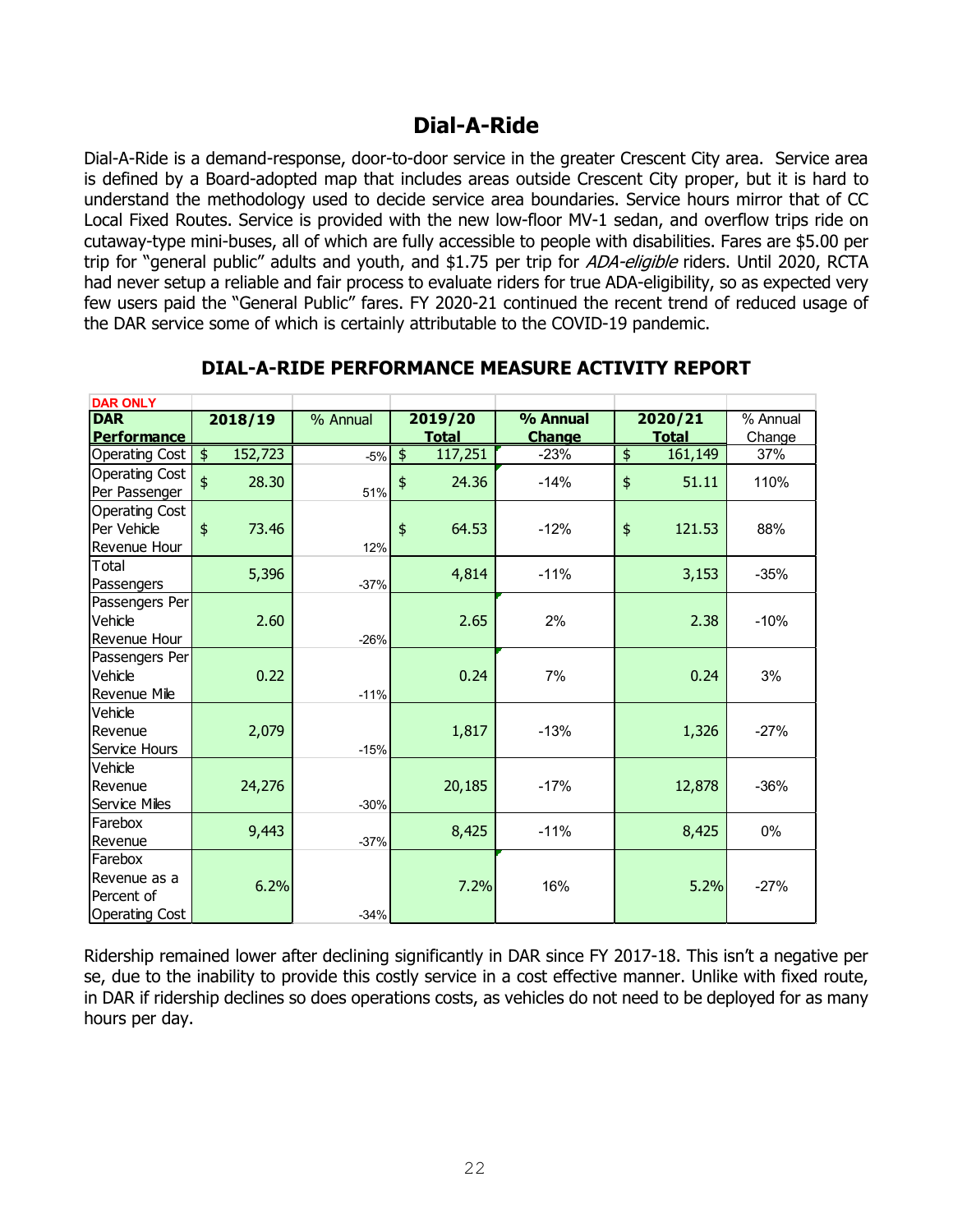# Dial-A-Ride

Dial-A-Ride is a demand-response, door-to-door service in the greater Crescent City area. Service area is defined by a Board-adopted map that includes areas outside Crescent City proper, but it is hard to understand the methodology used to decide service area boundaries. Service hours mirror that of CC Local Fixed Routes. Service is provided with the new low-floor MV-1 sedan, and overflow trips ride on cutaway-type mini-buses, all of which are fully accessible to people with disabilities. Fares are $5.00 per trip for "general public" adults and youth, and $1.75 per trip for *ADA-eligible* riders. Until 2020, RCTA had never setup a reliable and fair process to evaluate riders for true ADA-eligibility, so as expected very few users paid the "General Public" fares. FY 2020-21 continued the recent trend of reduced usage of the DAR service some of which is certainly attributable to the COVID-19 pandemic.

## DIAL-A-RIDE PERFORMANCE MEASURE ACTIVITY REPORT

| DAR ONLY<br>**DAR Performance** | **2018/19** | % Annual | **2019/20 Total** | **% Annual Change** | **2020/21 Total** | % Annual Change |
|---|---|---|---|---|---|---|
| Operating Cost | $ 152,723 | -5% | $ 117,251 | -23% | $ 161,149 | 37% |
| Operating Cost Per Passenger | $ 28.30 | 51% | $ 24.36 | -14% | $ 51.11 | 110% |
| Operating Cost Per Vehicle Revenue Hour | $ 73.46 | 12% | $ 64.53 | -12% | $ 121.53 | 88% |
| Total Passengers | 5,396 | -37% | 4,814 | -11% | 3,153 | -35% |
| Passengers Per Vehicle Revenue Hour | 2.60 | -26% | 2.65 | 2% | 2.38 | -10% |
| Passengers Per Vehicle Revenue Mile | 0.22 | -11% | 0.24 | 7% | 0.24 | 3% |
| Vehicle Revenue Service Hours | 2,079 | -15% | 1,817 | -13% | 1,326 | -27% |
| Vehicle Revenue Service Miles | 24,276 | -30% | 20,185 | -17% | 12,878 | -36% |
| Farebox Revenue | 9,443 | -37% | 8,425 | -11% | 8,425 | 0% |
| Farebox Revenue as a Percent of Operating Cost | 6.2% | -34% | 7.2% | 16% | 5.2% | -27% |

Ridership remained lower after declining significantly in DAR since FY 2017-18. This isn't a negative per se, due to the inability to provide this costly service in a cost effective manner. Unlike with fixed route, in DAR if ridership declines so does operations costs, as vehicles do not need to be deployed for as many hours per day.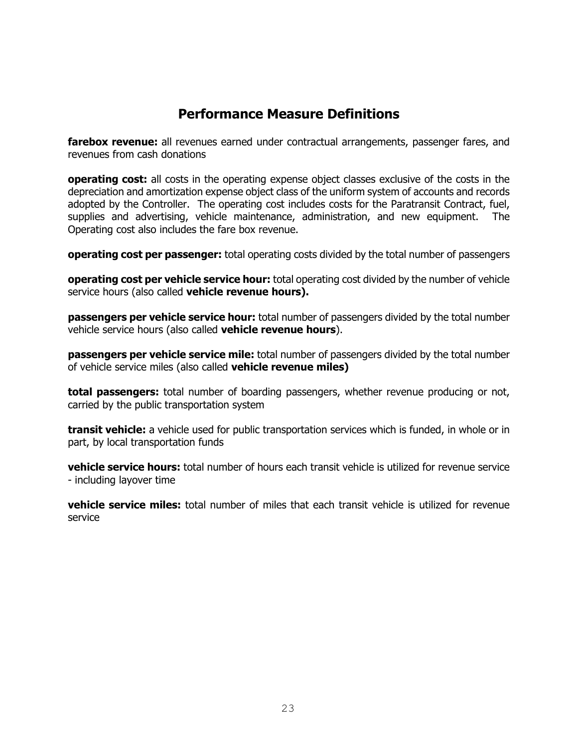# Performance Measure Definitions

**farebox revenue:** all revenues earned under contractual arrangements, passenger fares, and revenues from cash donations

**operating cost:** all costs in the operating expense object classes exclusive of the costs in the depreciation and amortization expense object class of the uniform system of accounts and records adopted by the Controller. The operating cost includes costs for the Paratransit Contract, fuel, supplies and advertising, vehicle maintenance, administration, and new equipment. The Operating cost also includes the fare box revenue.

**operating cost per passenger:** total operating costs divided by the total number of passengers

**operating cost per vehicle service hour:** total operating cost divided by the number of vehicle service hours (also called **vehicle revenue hours).**

**passengers per vehicle service hour:** total number of passengers divided by the total number vehicle service hours (also called **vehicle revenue hours**).

**passengers per vehicle service mile:** total number of passengers divided by the total number of vehicle service miles (also called **vehicle revenue miles)**

**total passengers:** total number of boarding passengers, whether revenue producing or not, carried by the public transportation system

**transit vehicle:** a vehicle used for public transportation services which is funded, in whole or in part, by local transportation funds

**vehicle service hours:** total number of hours each transit vehicle is utilized for revenue service - including layover time

**vehicle service miles:** total number of miles that each transit vehicle is utilized for revenue service